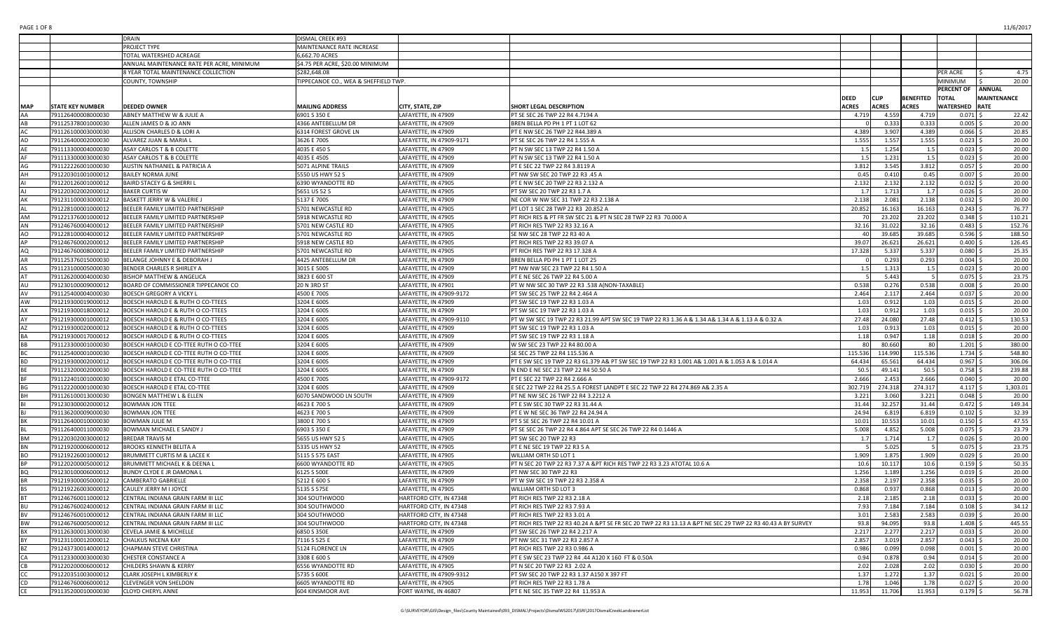| | | | | | | | | | | | |
|---|---|---|---|---|---|---|---|---|---|---|---|
| | | DRAIN | DISMAL CREEK #93 | | | | | | | | |
| | | PROJECT TYPE | MAINTENANCE RATE INCREASE | | | | | | | | |
| | | TOTAL WATERSHED ACREAGE | 6,662.70 ACRES | | | | | | | | |
| | | ANNUAL MAINTENANCE RATE PER ACRE, MINIMUM | $4.75 PER ACRE, $20.00 MINIMUM | | | | | | | | |
| | | 8 YEAR TOTAL MAINTENANCE COLLECTION | $282,648.08 | | | | | | | PER ACRE | $ 4.75 |
| | | COUNTY, TOWNSHIP | TIPPECANOE CO., WEA & SHEFFIELD TWP. | | | | | | | MINIMUM | $ 20.00 |

| MAP | STATE KEY NUMBER | DEEDED OWNER | MAILING ADDRESS | CITY, STATE, ZIP | SHORT LEGAL DESCRIPTION | DEED ACRES | CLIP ACRES | BENEFITED ACRES | PERCENT OF TOTAL WATERSHED | ANNUAL MAINTENANCE RATE |
|---|---|---|---|---|---|---|---|---|---|---|
| AA | 791126400008000030 | ABNEY MATTHEW W & JULIE A | 6901 S 350 E | LAFAYETTE, IN 47909 | PT SE SEC 26 TWP 22 R4 4.7194 A | 4.719 | 4.559 | 4.719 | 0.071 | $ 22.42 |
| AB | 791125378001000030 | ALLEN JAMES D & JO ANN | 4366 ANTEBELLUM DR | LAFAYETTE, IN 47909 | BREN BELLA PD PH 1 PT 1 LOT 62 | 0 | 0.333 | 0.333 | 0.005 | $ 20.00 |
| AC | 791126100003000030 | ALLISON CHARLES D & LORI A | 6314 FOREST GROVE LN | LAFAYETTE, IN 47909 | PT E NW SEC 26 TWP 22 R44.389 A | 4.389 | 3.907 | 4.389 | 0.066 | $ 20.85 |
| AD | 791126400002000030 | ALVAREZ JUAN & MARIA L | 3626 E 700S | LAFAYETTE, IN 47909-9171 | PT SE SEC 26 TWP 22 R4 1.555 A | 1.555 | 1.557 | 1.555 | 0.023 | $ 20.00 |
| AE | 791113300004000030 | ASAY CARLOS T & B COLETTE | 4035 E 450 S | LAFAYETTE, IN 47909 | PT N SW SEC 13 TWP 22 R4 1.50 A | 1.5 | 1.254 | 1.5 | 0.023 | $ 20.00 |
| AF | 791113300003000030 | ASAY CARLOS T & B COLETTE | 4035 E 450S | LAFAYETTE, IN 47909 | PT N SW SEC 13 TWP 22 R4 1.50 A | 1.5 | 1.231 | 1.5 | 0.023 | $ 20.00 |
| AG | 791222226001000030 | AUSTIN NATHANIEL & PATRICIA A | 5071 ALPINE TRAILS | LAFAYETTE, IN 47909 | PT E SEC 22 TWP 22 R4 3.8119 A | 3.812 | 3.545 | 3.812 | 0.057 | $ 20.00 |
| AH | 791220301001000012 | BAILEY NORMA JUNE | 5550 US HWY 52 S | LAFAYETTE, IN 47909 | PT NW SW SEC 20 TWP 22 R3 .45 A | 0.45 | 0.410 | 0.45 | 0.007 | $ 20.00 |
| AI | 791220126001000012 | BAIRD STACEY G & SHERRI L | 6390 WYANDOTTE RD | LAFAYETTE, IN 47905 | PT E NW SEC 20 TWP 22 R3 2.132 A | 2.132 | 2.132 | 2.132 | 0.032 | $ 20.00 |
| AJ | 791220302002000012 | BAKER CURTIS W | 5651 US 52 S | LAFAYETTE, IN 47905 | PT SW SEC 20 TWP 22 R3 1.7 A | 1.7 | 1.713 | 1.7 | 0.026 | $ 20.00 |
| AK | 791231100003000012 | BASKETT JERRY W & VALERIE J | 5137 E 700S | LAFAYETTE, IN 47909 | NE COR W NW SEC 31 TWP 22 R3 2.138 A | 2.138 | 2.081 | 2.138 | 0.032 | $ 20.00 |
| AL | 791228100001000012 | BEELER FAMILY LIMITED PARTNERSHIP | 5701 NEWCASTLE RD | LAFAYETTE, IN 47905 | PT LOT 1 SEC 28 TWP 22 R3 20.852 A | 20.852 | 16.163 | 16.163 | 0.243 | $ 76.77 |
| AM | 791221376001000012 | BEELER FAMILY LIMITED PARTNERSHIP | 5918 NEWCASTLE RD | LAFAYETTE, IN 47905 | PT RICH RES & PT FR SW SEC 21 & PT N SEC 28 TWP 22 R3 70.000 A | 70 | 23.202 | 23.202 | 0.348 | $ 110.21 |
| AN | 791246760004000012 | BEELER FAMILY LIMITED PARTNERSHIP | 5701 NEW CASTLE RD | LAFAYETTE, IN 47905 | PT RICH RES TWP 22 R3 32.16 A | 32.16 | 31.022 | 32.16 | 0.483 | $ 152.76 |
| AO | 791228100004000012 | BEELER FAMILY LIMITED PARTNERSHIP | 5701 NEWCASTLE RD | LAFAYETTE, IN 47905 | SE NW SEC 28 TWP 22 R3 40 A | 40 | 39.685 | 39.685 | 0.596 | $ 188.50 |
| AP | 791246760002000012 | BEELER FAMILY LIMITED PARTNERSHIP | 5918 NEW CASTLE RD | LAFAYETTE, IN 47905 | PT RICH RES TWP 22 R3 39.07 A | 39.07 | 26.621 | 26.621 | 0.400 | $ 126.45 |
| AQ | 791246760008000012 | BEELER FAMILY LIMITED PARTNERSHIP | 5701 NEWCASTLE RD | LAFAYETTE, IN 47905 | PT RICH RES TWP 22 R3 17.328 A | 17.328 | 5.337 | 5.337 | 0.080 | $ 25.35 |
| AR | 791125376015000030 | BELANGE JOHNNY E & DEBORAH J | 4425 ANTEBELLUM DR | LAFAYETTE, IN 47909 | BREN BELLA PD PH 1 PT 1 LOT 25 | 0 | 0.293 | 0.293 | 0.004 | $ 20.00 |
| AS | 791123100005000030 | BENDER CHARLES R SHIRLEY A | 3015 E 500S | LAFAYETTE, IN 47909 | PT NW NW SEC 23 TWP 22 R4 1.50 A | 1.5 | 1.313 | 1.5 | 0.023 | $ 20.00 |
| AT | 791126200004000030 | BISHOP MATTHEW & ANGELICA | 3823 E 600 ST | LAFAYETTE, IN 47909 | PT E NE SEC 26 TWP 22 R4 5.00 A | 5 | 5.443 | 5 | 0.075 | $ 23.75 |
| AU | 791230100009000012 | BOARD OF COMMISSIONER TIPPECANOE CO | 20 N 3RD ST | LAFAYETTE, IN 47901 | PT W NW SEC 30 TWP 22 R3 .538 A(NON-TAXABLE) | 0.538 | 0.276 | 0.538 | 0.008 | $ 20.00 |
| AV | 791125400004000030 | BOESCH GREGORY A VICKY L | 4500 E 700S | LAFAYETTE, IN 47909-9172 | PT SW SEC 25 TWP 22 R4 2.464 A | 2.464 | 2.117 | 2.464 | 0.037 | $ 20.00 |
| AW | 791219300019000012 | BOESCH HAROLD E & RUTH O CO-TTEES | 3204 E 600S | LAFAYETTE, IN 47909 | PT SW SEC 19 TWP 22 R3 1.03 A | 1.03 | 0.912 | 1.03 | 0.015 | $ 20.00 |
| AX | 791219300018000012 | BOESCH HAROLD E & RUTH O CO-TTEES | 3204 E 600S | LAFAYETTE, IN 47909 | PT SW SEC 19 TWP 22 R3 1.03 A | 1.03 | 0.912 | 1.03 | 0.015 | $ 20.00 |
| AY | 791219300001000012 | BOESCH HAROLD E & RUTH O CO-TTEES | 3204 E 600S | LAFAYETTE, IN 47909-9110 | PT W SW SEC 19 TWP 22 R3 21.99 APT SW SEC 19 TWP 22 R3 1.36 A & 1.34 A& 1.34 A & 1.13 A & 0.32 A | 27.48 | 24.080 | 27.48 | 0.412 | $ 130.53 |
| AZ | 791219300020000012 | BOESCH HAROLD E & RUTH O CO-TTEES | 3204 E 600S | LAFAYETTE, IN 47909 | PT SW SEC 19 TWP 22 R3 1.03 A | 1.03 | 0.913 | 1.03 | 0.015 | $ 20.00 |
| BA | 791219300017000012 | BOESCH HAROLD E & RUTH O CO-TTEES | 3204 E 600S | LAFAYETTE, IN 47909 | PT SW SEC 19 TWP 22 R3 1.18 A | 1.18 | 0.947 | 1.18 | 0.018 | $ 20.00 |
| BB | 791123300001000030 | BOESCH HAROLD E CO-TTEE RUTH O CO-TTEE | 3204 E 600S | LAFAYETTE, IN 47909 | W SW SEC 23 TWP 22 R4 80.00 A | 80 | 80.660 | 80 | 1.201 | $ 380.00 |
| BC | 791125400001000030 | BOESCH HAROLD E CO-TTEE RUTH O CO-TTEE | 3204 E 600S | LAFAYETTE, IN 47909 | SE SEC 25 TWP 22 R4 115.536 A | 115.536 | 114.990 | 115.536 | 1.734 | $ 548.80 |
| BD | 791219300002000012 | BOESCH HAROLD E CO-TTEE RUTH O CO-TTEE | 3204 E 600S | LAFAYETTE, IN 47909 | PT E SW SEC 19 TWP 22 R3 61.379 A& PT SW SEC 19 TWP 22 R3 1.001 A& 1.001 A & 1.053 A & 1.014 A | 64.434 | 65.561 | 64.434 | 0.967 | $ 306.06 |
| BE | 791123200002000030 | BOESCH HAROLD E CO-TTEE RUTH O CO-TTEE | 3204 E 600S | LAFAYETTE, IN 47909 | N END E NE SEC 23 TWP 22 R4 50.50 A | 50.5 | 49.141 | 50.5 | 0.758 | $ 239.88 |
| BF | 791122401001000030 | BOESCH HAROLD E ETAL CO-TTEE | 4500 E 700S | LAFAYETTE, IN 47909-9172 | PT E SEC 22 TWP 22 R4 2.666 A | 2.666 | 2.453 | 2.666 | 0.040 | $ 20.00 |
| BG | 791122200001000030 | BOESCH HAROLD E ETAL CO-TTEE | 3204 E 600S | LAFAYETTE, IN 47909 | E SEC 22 TWP 22 R4 25.5 A FOREST LANDPT E SEC 22 TWP 22 R4 274.869 A& 2.35 A | 302.719 | 274.318 | 274.317 | 4.117 | $ 1,303.01 |
| BH | 791126100013000030 | BONGEN MATTHEW L & ELLEN | 6070 SANDWOOD LN SOUTH | LAFAYETTE, IN 47909 | PT NE NW SEC 26 TWP 22 R4 3.2212 A | 3.221 | 3.060 | 3.221 | 0.048 | $ 20.00 |
| BI | 791230300002000012 | BOWMAN JON TTEE | 4623 E 700 S | LAFAYETTE, IN 47909 | PT E SW SEC 30 TWP 22 R3 31.44 A | 31.44 | 32.257 | 31.44 | 0.472 | $ 149.34 |
| BJ | 791136200009000030 | BOWMAN JON TTEE | 4623 E 700 S | LAFAYETTE, IN 47909 | PT E W NE SEC 36 TWP 22 R4 24.94 A | 24.94 | 6.819 | 6.819 | 0.102 | $ 32.39 |
| BK | 791126400010000030 | BOWMAN JULIE M | 3800 E 700 S | LAFAYETTE, IN 47909 | PT S SE SEC 26 TWP 22 R4 10.01 A | 10.01 | 10.553 | 10.01 | 0.150 | $ 47.55 |
| BL | 791126400011000030 | BOWMAN MICHAEL E SANDY J | 6903 S 350 E | LAFAYETTE, IN 47909 | PT SE SEC 26 TWP 22 R4 4.864 APT SE SEC 26 TWP 22 R4 0.1446 A | 5.008 | 4.852 | 5.008 | 0.075 | $ 23.79 |
| BM | 791220302003000012 | BREDAR TRAVIS M | 5655 US HWY 52 S | LAFAYETTE, IN 47905 | PT SW SEC 20 TWP 22 R3 | 1.7 | 1.714 | 1.7 | 0.026 | $ 20.00 |
| BN | 791219200006000012 | BROOKS KENNETH BELITA A | 5335 US HWY 52 | LAFAYETTE, IN 47905 | PT E NE SEC 19 TWP 22 R3 5 A | 5 | 5.025 | 5 | 0.075 | $ 23.75 |
| BO | 791219226001000012 | BRUMMETT CURTIS M & LACEE K | 5115 S 575 EAST | LAFAYETTE, IN 47905 | WILLIAM ORTH SD LOT 1 | 1.909 | 1.875 | 1.909 | 0.029 | $ 20.00 |
| BP | 791220200005000012 | BRUMMETT MICHAEL K & DEENA L | 6600 WYANDOTTE RD | LAFAYETTE, IN 47905 | PT N SEC 20 TWP 22 R3 7.37 A &PT RICH RES TWP 22 R3 3.23 ATOTAL 10.6 A | 10.6 | 10.117 | 10.6 | 0.159 | $ 50.35 |
| BQ | 791230100006000012 | BUNDY CLYDE E JR DAMONA L | 6125 S 500E | LAFAYETTE, IN 47909 | PT NW SEC 30 TWP 22 R3 | 1.256 | 1.189 | 1.256 | 0.019 | $ 20.00 |
| BR | 791219300005000012 | CAMBERATO GABRIELLE | 5212 E 600 S | LAFAYETTE, IN 47909 | PT W SW SEC 19 TWP 22 R3 2.358 A | 2.358 | 2.197 | 2.358 | 0.035 | $ 20.00 |
| BS | 791219226003000012 | CAULEY JERRY M I JOYCE | 5135 S 575E | LAFAYETTE, IN 47905 | WILLIAM ORTH SD LOT 3 | 0.868 | 0.937 | 0.868 | 0.013 | $ 20.00 |
| BT | 791246760011000012 | CENTRAL INDIANA GRAIN FARM III LLC | 304 SOUTHWOOD | HARTFORD CITY, IN 47348 | PT RICH RES TWP 22 R3 2.18 A | 2.18 | 2.185 | 2.18 | 0.033 | $ 20.00 |
| BU | 791246760024000012 | CENTRAL INDIANA GRAIN FARM III LLC | 304 SOUTHWOOD | HARTFORD CITY, IN 47348 | PT RICH RES TWP 22 R3 7.93 A | 7.93 | 7.184 | 7.184 | 0.108 | $ 34.12 |
| BV | 791246760010000012 | CENTRAL INDIANA GRAIN FARM III LLC | 304 SOUTHWOOD | HARTFORD CITY, IN 47348 | PT RICH RES TWP 22 R3 3.01 A | 3.01 | 2.583 | 2.583 | 0.039 | $ 20.00 |
| BW | 791246760005000012 | CENTRAL INDIANA GRAIN FARM III LLC | 304 SOUTHWOOD | HARTFORD CITY, IN 47348 | PT RICH RES TWP 22 R3 40.24 A &PT SE FR SEC 20 TWP 22 R3 13.13 A &PT NE SEC 29 TWP 22 R3 40.43 A BY SURVEY | 93.8 | 94.095 | 93.8 | 1.408 | $ 445.55 |
| BX | 791126300013000030 | CEVELA JAMIE & MICHELLE | 6850 S 350E | LAFAYETTE, IN 47909 | PT SW SEC 26 TWP 22 R4 2.217 A | 2.217 | 2.277 | 2.217 | 0.033 | $ 20.00 |
| BY | 791231100012000012 | CHALKUS NICENA KAY | 7116 S 525 E | LAFAYETTE, IN 47909 | PT NW SEC 31 TWP 22 R3 2.857 A | 2.857 | 3.019 | 2.857 | 0.043 | $ 20.00 |
| BZ | 791243730014000012 | CHAPMAN STEVE CHRISTINA | 5124 FLORENCE LN | LAFAYETTE, IN 47905 | PT RICH RES TWP 22 R3 0.986 A | 0.986 | 0.099 | 0.098 | 0.001 | $ 20.00 |
| CA | 791123300003000030 | CHESTER CONSTANCE A | 3308 E 600 S | LAFAYETTE, IN 47909 | PT E SW SEC 23 TWP 22 R4 .44 A120 X 160 FT & 0.50A | 0.94 | 0.878 | 0.94 | 0.014 | $ 20.00 |
| CB | 791220200006000012 | CHILDERS SHAWN & KERRY | 6556 WYANDOTTE RD | LAFAYETTE, IN 47905 | PT N SEC 20 TWP 22 R3 2.02 A | 2.02 | 2.028 | 2.02 | 0.030 | $ 20.00 |
| CC | 791220351003000012 | CLARK JOSEPH L KIMBERLY K | 5735 S 600E | LAFAYETTE, IN 47909-9312 | PT SW SEC 20 TWP 22 R3 1.37 A150 X 397 FT | 1.37 | 1.272 | 1.37 | 0.021 | $ 20.00 |
| CD | 791246760006000012 | CLEVENGER VON SHELDON | 6605 WYANDOTTE RD | LAFAYETTE, IN 47905 | PT RICH RES TWP 22 R3 1.78 A | 1.78 | 1.046 | 1.78 | 0.027 | $ 20.00 |
| CE | 791135200010000030 | CLOYD CHERYL ANNE | 604 KINSMOOR AVE | FORT WAYNE, IN 46807 | PT E NE SEC 35 TWP 22 R4 11.953 A | 11.953 | 11.706 | 11.953 | 0.179 | $ 56.78 |

G:\SURVEYOR\GIS\Design_files\County Maintained\093_DISMAL\Projects\DismalWS2017\ESRI\2017DismalCreekLandownerList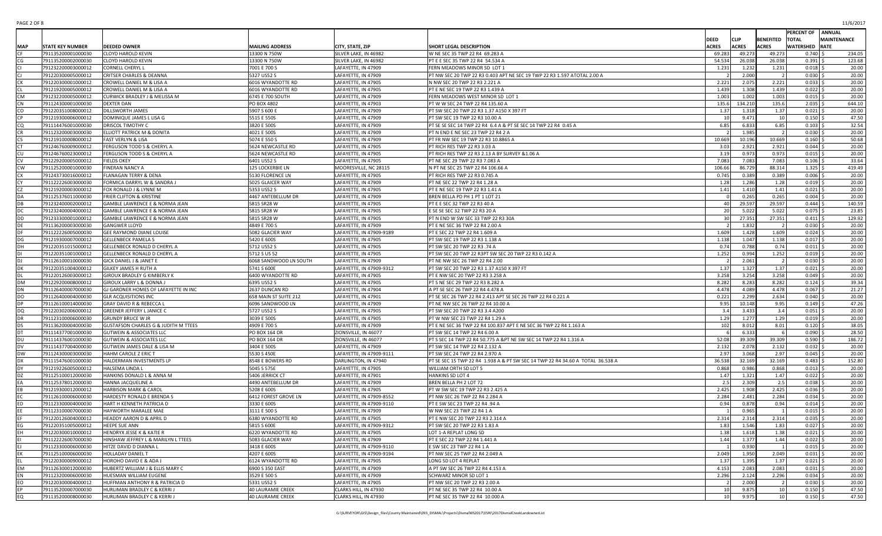| MAP | STATE KEY NUMBER | DEEDED OWNER | MAILING ADDRESS | CITY, STATE, ZIP | SHORT LEGAL DESCRIPTION | DEED ACRES | CLIP ACRES | BENEFITED ACRES | PERCENT OF TOTAL WATERSHED | ANNUAL MAINTENANCE RATE |
|---|---|---|---|---|---|---|---|---|---|---|
| CF | 791135200001000030 | CLOYD HAROLD KEVIN | 13300 N 750W | SILVER LAKE, IN 46982 | W NE SEC 35 TWP 22 R4 69.283 A | 69.283 | 49.273 | 49.273 | 0.740 | $ 234.05 |
| CG | 791135200002000030 | CLOYD HAROLD KEVIN | 13300 N 750W | SILVER LAKE, IN 46982 | PT E E SEC 35 TWP 22 R4 54.534 A | 54.534 | 26.038 | 26.038 | 0.391 | $ 123.68 |
| CI | 791232200003000012 | CORNELL CHERYL L | 7001 E 700 S | LAFAYETTE, IN 47909 | FERN MEADOWS MINOR SD LOT 1 | 1.231 | 1.232 | 1.231 | 0.018 | $ 20.00 |
| CJ | 791220300005000012 | CRITSER CHARLES & DEANNA | 5327 US52 S | LAFAYETTE, IN 47909 | PT NW SEC 20 TWP 22 R3 0.403 APT NE SEC 19 TWP 22 R3 1.597 ATOTAL 2.00 A | 2 | 2.000 | 2 | 0.030 | $ 20.00 |
| CK | 791220300001000012 | CROWELL DANIEL M & LISA A | 6016 WYANDOTTE RD | LAFAYETTE, IN 47905 | N NW SEC 20 TWP 22 R3 2.221 A | 2.221 | 2.075 | 2.221 | 0.033 | $ 20.00 |
| CL | 791219200005000012 | CROWELL DANIEL M & LISA A | 6016 WYANDOTTE RD | LAFAYETTE, IN 47905 | PT E NE SEC 19 TWP 22 R3 1.439 A | 1.439 | 1.308 | 1.439 | 0.022 | $ 20.00 |
| CM | 791232200005000012 | CURWICK BRADLEY J & MELISSA M | 6745 E 700 SOUTH | LAFAYETTE, IN 47909 | FERN MEADOWS WEST MINOR SD LOT 1 | 1.003 | 1.002 | 1.003 | 0.015 | $ 20.00 |
| CN | 791124300001000030 | DEXTER DAN | PO BOX 4802 | LAFAYETTE, IN 47903 | PT W W SEC 24 TWP 22 R4 135.60 A | 135.6 | 134.210 | 135.6 | 2.035 | $ 644.10 |
| CO | 791220351008000012 | DILLSWORTH JAMES | 5907 S 600 E | LAFAYETTE, IN 47909 | PT SW SEC 20 TWP 22 R3 1.37 A150 X 397 FT | 1.37 | 1.318 | 1.37 | 0.021 | $ 20.00 |
| CP | 791219300006000012 | DOMINIQUE JAMES L LISA G | 5515 E 550S | LAFAYETTE, IN 47909 | PT SW SEC 19 TWP 22 R3 10.00 A | 10 | 9.471 | 10 | 0.150 | $ 47.50 |
| CQ | 791114476001000030 | DRISCOL TIMOTHY C | 3820 E 500S | LAFAYETTE, IN 47909 | PT SE SE SEC 14 TWP 22 R4 6.4 A & PT SE SEC 14 TWP 22 R4 0.45 A | 6.85 | 6.833 | 6.85 | 0.103 | $ 32.54 |
| CR | 791123200003000030 | ELLIOTT PATRICK M & DONITA | 4021 E 500S | LAFAYETTE, IN 47909 | PT N END E NE SEC 23 TWP 22 R4 2 A | 2 | 1.985 | 2 | 0.030 | $ 20.00 |
| CS | 791219100008000012 | FAST VERLYN & LISA | 5074 E 550 S | LAFAYETTE, IN 47909 | PT FR NW SEC 19 TWP 22 R3 10.8865 A | 10.669 | 10.196 | 10.669 | 0.160 | $ 50.68 |
| CT | 791246760009000012 | FERGUSON TODD S & CHERYL A | 5624 NEWCASTLE RD | LAFAYETTE, IN 47905 | PT RICH RES TWP 22 R3 3.03 A | 3.03 | 2.921 | 2.921 | 0.044 | $ 20.00 |
| CU | 791246760023000012 | FERGUSON TODD S & CHERYL A | 5624 NEWCASTLE RD | LAFAYETTE, IN 47905 | PT RICH RES TWP 22 R3 2.13 A BY SURVEY &1.06 A | 3.19 | 0.973 | 0.973 | 0.015 | $ 20.00 |
| CV | 791229200005000012 | FIELDS OKEY | 6401 US52 S | LAFAYETTE, IN 47905 | PT NE SEC 29 TWP 22 R3 7.083 A | 7.083 | 7.083 | 7.083 | 0.106 | $ 33.64 |
| CW | 791125200001000030 | FINERAN NANCY A | 125 LOCKERBIE LN | MOORESVILLE, NC 28115 | N PT NE SEC 25 TWP 22 R4 106.66 A | 106.66 | 86.729 | 88.314 | 1.325 | $ 419.49 |
| CX | 791243730016000012 | FLANAGAN TERRY & DENA | 5130 FLORENCE LN | LAFAYETTE, IN 47905 | PT RICH RES TWP 22 R3 0.745 A | 0.745 | 0.389 | 0.389 | 0.006 | $ 20.00 |
| CY | 791122226003000030 | FORMICA DARRYL W & SANDRA J | 5025 GLAICER WAY | LAFAYETTE, IN 47909 | PT NE SEC 22 TWP 22 R4 1.28 A | 1.28 | 1.286 | 1.28 | 0.019 | $ 20.00 |
| CZ | 791219200003000012 | FOX RONALD J & LYNNE M | 5353 US52 S | LAFAYETTE, IN 47905 | PT E NE SEC 19 TWP 22 R3 1.41 A | 1.41 | 1.410 | 1.41 | 0.021 | $ 20.00 |
| DA | 791125376011000030 | FRIER CLIFTON & KRISTINE | 4467 ANTEBELLUM DR | LAFAYETTE, IN 47909 | BREN BELLA PD PH 1 PT 1 LOT 21 | 0 | 0.265 | 0.265 | 0.004 | $ 20.00 |
| DB | 791232400002000012 | GAMBLE LAWRENCE E & NORMA JEAN | 5815 SR28 W | LAFAYETTE, IN 47905 | PT E E SEC 32 TWP 22 R3 40 A | 40 | 29.597 | 29.597 | 0.444 | $ 140.59 |
| DC | 791232400004000012 | GAMBLE LAWRENCE E & NORMA JEAN | 5815 SR28 W | LAFAYETTE, IN 47905 | E SE SE SEC 32 TWP 22 R3 20 A | 20 | 5.022 | 5.022 | 0.075 | $ 23.85 |
| DD | 791233300001000012 | GAMBLE LAWRENCE E & NORMA JEAN | 5815 SR28 W | LAFAYETTE, IN 47905 | PT N END W SW SEC 33 TWP 22 R3 30A | 30 | 27.351 | 27.351 | 0.411 | $ 129.92 |
| DE | 791136200003000030 | GANGWER LLOYD | 4849 E 700 S | LAFAYETTE, IN 47909 | PT E NE SEC 36 TWP 22 R4 2.00 A | 2 | 1.832 | 2 | 0.030 | $ 20.00 |
| DF | 791122226005000030 | GEE RAYMOND DIANE LOUISE | 5082 GLACIER WAY | LAFAYETTE, IN 47909-9189 | PT E SEC 22 TWP 22 R4 1.609 A | 1.609 | 1.428 | 1.609 | 0.024 | $ 20.00 |
| DG | 791219300007000012 | GELLENBECK PAMELA S | 5420 E 600S | LAFAYETTE, IN 47905 | PT SW SEC 19 TWP 22 R3 1.138 A | 1.138 | 1.047 | 1.138 | 0.017 | $ 20.00 |
| DH | 791220351015000012 | GELLENBECK RONALD D CHERYL A | 5712 US52 S | LAFAYETTE, IN 47905 | PT SW SEC 20 TWP 22 R3 .74 A | 0.74 | 0.788 | 0.74 | 0.011 | $ 20.00 |
| DI | 791220351001000012 | GELLENBECK RONALD D CHERYL A | 5712 S US 52 | LAFAYETTE, IN 47905 | PT SW SEC 20 TWP 22 R3PT SW SEC 20 TWP 22 R3 0.142 A | 1.252 | 0.994 | 1.252 | 0.019 | $ 20.00 |
| DJ | 791126100010000030 | GICK DANIEL J & JANET E | 6068 SANDWOOD LN SOUTH | LAFAYETTE, IN 47909 | PT NE NW SEC 26 TWP 22 R4 2.00 | 2 | 2.061 | 2 | 0.030 | $ 20.00 |
| DK | 791220351004000012 | GILKEY JAMES H RUTH A | 5741 S 600E | LAFAYETTE, IN 47909-9312 | PT SW SEC 20 TWP 22 R3 1.37 A150 X 397 FT | 1.37 | 1.327 | 1.37 | 0.021 | $ 20.00 |
| DL | 791220126003000012 | GIROUX BRADLEY G KIMBERLY K | 6400 WYANDOTTE RD | LAFAYETTE, IN 47905 | PT E NW SEC 20 TWP 22 R3 3.258 A | 3.258 | 3.254 | 3.258 | 0.049 | $ 20.00 |
| DM | 791229200008000012 | GIROUX LARRY L & DONNA J | 6395 US52 S | LAFAYETTE, IN 47905 | PT S NE SEC 29 TWP 22 R3 8.282 A | 8.282 | 8.283 | 8.282 | 0.124 | $ 39.34 |
| DN | 791126400007000030 | GJ GARDNER HOMES OF LAFAYETTE IN INC | 2637 DUNCAN RD | LAFAYETTE, IN 47904 | A PT SE SEC 26 TWP 22 R4 4.478 A | 4.478 | 4.089 | 4.478 | 0.067 | $ 21.27 |
| DO | 791126400004000030 | GLR ACQUISITIONS INC | 658 MAIN ST SUITE 212 | LAFAYETTE, IN 47901 | PT SE SEC 26 TWP 22 R4 2.413 APT SE SEC 26 TWP 22 R4 0.221 A | 0.221 | 2.299 | 2.634 | 0.040 | $ 20.00 |
| DP | 791126100014000030 | GRAY DAVID R & REBECCA L | 6096 SANDWOOD LN | LAFAYETTE, IN 47909 | PT NE NW SEC 26 TWP 22 R4 10.00 A | 9.95 | 10.148 | 9.95 | 0.149 | $ 47.26 |
| DQ | 791220302006000012 | GREENER JEFFERY L JANICE C | 5727 US52 S | LAFAYETTE, IN 47905 | PT SW SEC 20 TWP 22 R3 3.4 A200 | 3.4 | 3.433 | 3.4 | 0.051 | $ 20.00 |
| DR | 791123100006000030 | GRUNDY BRUCE W JR | 3039 E 500S | LAFAYETTE, IN 47905 | PT W NW SEC 23 TWP 22 R4 1.29 A | 1.29 | 1.277 | 1.29 | 0.019 | $ 20.00 |
| DS | 791136200004000030 | GUSTAFSON CHARLES G & JUDITH M TTEES | 4909 E 700 S | LAFAYETTE, IN 47909 | PT E NE SEC 36 TWP 22 R4 100.837 APT E NE SEC 36 TWP 22 R4 1.163 A | 102 | 8.012 | 8.01 | 0.120 | $ 38.05 |
| DT | 791114377001000030 | GUTWEIN & ASSOCIATES LLC | PO BOX 164 DR | ZIONSVILLE, IN 46077 | PT SW SEC 14 TWP 22 R4 6.00 A | 6 | 6.333 | 6 | 0.090 | $ 28.50 |
| DU | 791114376001000030 | GUTWEIN & ASSOCIATES LLC | PO BOX 164 DR | ZIONSVILLE, IN 46077 | PT S SEC 14 TWP 22 R4 50.775 A &PT NE SW SEC 14 TWP 22 R4 1.316 A | 52.08 | 39.309 | 39.309 | 0.590 | $ 186.72 |
| DV | 791114377004000030 | GUTWEIN JAMES DALE & LISA M | 3404 E 500S | LAFAYETTE, IN 47909 | PT SW SEC 14 TWP 22 R4 2.132 A | 2.132 | 2.078 | 2.132 | 0.032 | $ 20.00 |
| DW | 791124300003000030 | HAHM CAROLE Z ERIC T | 5530 S 450E | LAFAYETTE, IN 47909-9111 | PT SW SEC 24 TWP 22 R4 2.970 A | 2.97 | 3.068 | 2.97 | 0.045 | $ 20.00 |
| DX | 791115476001000030 | HALDERMAN INVESTMENTS LP | 8548 E BOWERS RD | DARLINGTON, IN 47940 | PT SE SEC 15 TWP 22 R4 1.938 A & PT SW SEC 14 TWP 22 R4 34.60 A TOTAL 36.538 A | 36.538 | 32.169 | 32.169 | 0.483 | $ 152.80 |
| DY | 791219226005000012 | HALSEMA LINDA L | 5045 S 575E | LAFAYETTE, IN 47905 | WILLIAM ORTH SD LOT 5 | 0.868 | 0.986 | 0.868 | 0.013 | $ 20.00 |
| DZ | 791125100012000030 | HANKINS DONALD L & ANNA M | 5406 JERRICK CT | LAFAYETTE, IN 47901 | HANKINS SD LOT 4 | 1.47 | 1.321 | 1.47 | 0.022 | $ 20.00 |
| EA | 791125378012000030 | HANNA JACQUELINE A | 4490 ANTEBELLUM DR | LAFAYETTE, IN 47909 | BREN BELLA PH 2 LOT 72 | 2.5 | 2.309 | 2.5 | 0.038 | $ 20.00 |
| EB | 791219300012000012 | HARBISON MARK & CAROL | 5208 E 600S | LAFAYETTE, IN 47905 | PT W SW SEC 19 TWP 22 R3 2.425 A | 2.425 | 1.908 | 2.425 | 0.036 | $ 20.00 |
| EC | 791126100006000030 | HARDESTY RONALD E BRENDA S | 6412 FOREST GROVE LN | LAFAYETTE, IN 47909-8552 | PT NW SEC 26 TWP 22 R4 2.284 A | 2.284 | 2.481 | 2.284 | 0.034 | $ 20.00 |
| ED | 791123300004000030 | HART H KENNETH PATRICIA D | 3330 E 600S | LAFAYETTE, IN 47909-9110 | PT E SW SEC 23 TWP 22 R4 .94 A | 0.94 | 0.878 | 0.94 | 0.014 | $ 20.00 |
| EE | 791123100007000030 | HAYWORTH MARALEE MAE | 3111 E 500 S | LAFAYETTE, IN 47909 | W NW SEC 23 TWP 22 R4 1 A | 1 | 0.965 | 1 | 0.015 | $ 20.00 |
| EF | 791220126004000012 | HEADDY AARON D & APRIL D | 6380 WYANDOTTE RD | LAFAYETTE, IN 47905 | PT E NW SEC 20 TWP 22 R3 2.314 A | 2.314 | 2.314 | 2.314 | 0.035 | $ 20.00 |
| EG | 791220351005000012 | HEEPE SUE ANN | 5815 S 600E | LAFAYETTE, IN 47909-9312 | PT SW SEC 20 TWP 22 R3 1.83 A | 1.83 | 1.546 | 1.83 | 0.027 | $ 20.00 |
| EH | 791220300010000012 | HENDRYX JESSE K & KATIE R | 6220 WYANDOTTE RD | LAFAYETTE, IN 47905 | LOT 1-A REPLAT LONG SD | 1.38 | 1.618 | 1.38 | 0.021 | $ 20.00 |
| EI | 791122226007000030 | HINSHAW JEFFREY L & MARILYN L TTEES | 5083 GLACIER WAY | LAFAYETTE, IN 47909 | PT E SEC 22 TWP 22 R4 1.441 A | 1.44 | 1.377 | 1.44 | 0.022 | $ 20.00 |
| EJ | 791123300006000030 | HITZE DAVID D DIANNA L | 3418 E 600S | LAFAYETTE, IN 47909-9110 | E SW SEC 23 TWP 22 R4 1 A | 1 | 0.930 | 1 | 0.015 | $ 20.00 |
| EK | 791125100006000030 | HOLLADAY DANIEL T | 4207 E 600S | LAFAYETTE, IN 47909-9194 | PT NW SEC 25 TWP 22 R4 2.049 A | 2.049 | 1.950 | 2.049 | 0.031 | $ 20.00 |
| EL | 791220300009000012 | HOROHO DAVID E & ADA J | 6124 WYANDOTTE RD | LAFAYETTE, IN 47905 | LONG SD LOT 4 REPLAT | 1.37 | 1.395 | 1.37 | 0.021 | $ 20.00 |
| EM | 791126300012000030 | HUBERTZ WILLIAM J & ELLIS MARY C | 6900 S 350 EAST | LAFAYETTE, IN 47909 | A PT SW SEC 26 TWP 22 R4 4.153 A | 4.153 | 2.083 | 2.083 | 0.031 | $ 20.00 |
| EN | 791123200006000030 | HUESMAN WILLIAM EUGENE | 3529 E 500 S | LAFAYETTE, IN 47909 | SCHWARZ MINOR SD LOT 1 | 2.296 | 2.124 | 2.296 | 0.034 | $ 20.00 |
| EO | 791220300004000012 | HUFFMAN ANTHONY R & PATRICIA D | 5331 US52 S | LAFAYETTE, IN 47905 | PT NW SEC 20 TWP 22 R3 2.00 A | 2 | 2.000 | 2 | 0.030 | $ 20.00 |
| EP | 791135200007000030 | HURLIMAN BRADLEY C & KERRI J | 40 LAURAMIE CREEK | CLARKS HILL, IN 47930 | PT NE SEC 35 TWP 22 R4 10.00 A | 10 | 9.875 | 10 | 0.150 | $ 47.50 |
| EQ | 791135200008000030 | HURLIMAN BRADLEY C & KERRI J | 40 LAURAMIE CREEK | CLARKS HILL, IN 47930 | PT NE SEC 35 TWP 22 R4 10.000 A | 10 | 9.975 | 10 | 0.150 | $ 47.50 |

G:\SURVEYOR\GIS\Design_files\County Maintained\093_DISMAL\Projects\DismalWS2017\ESRI\2017DismalCreekLandownerList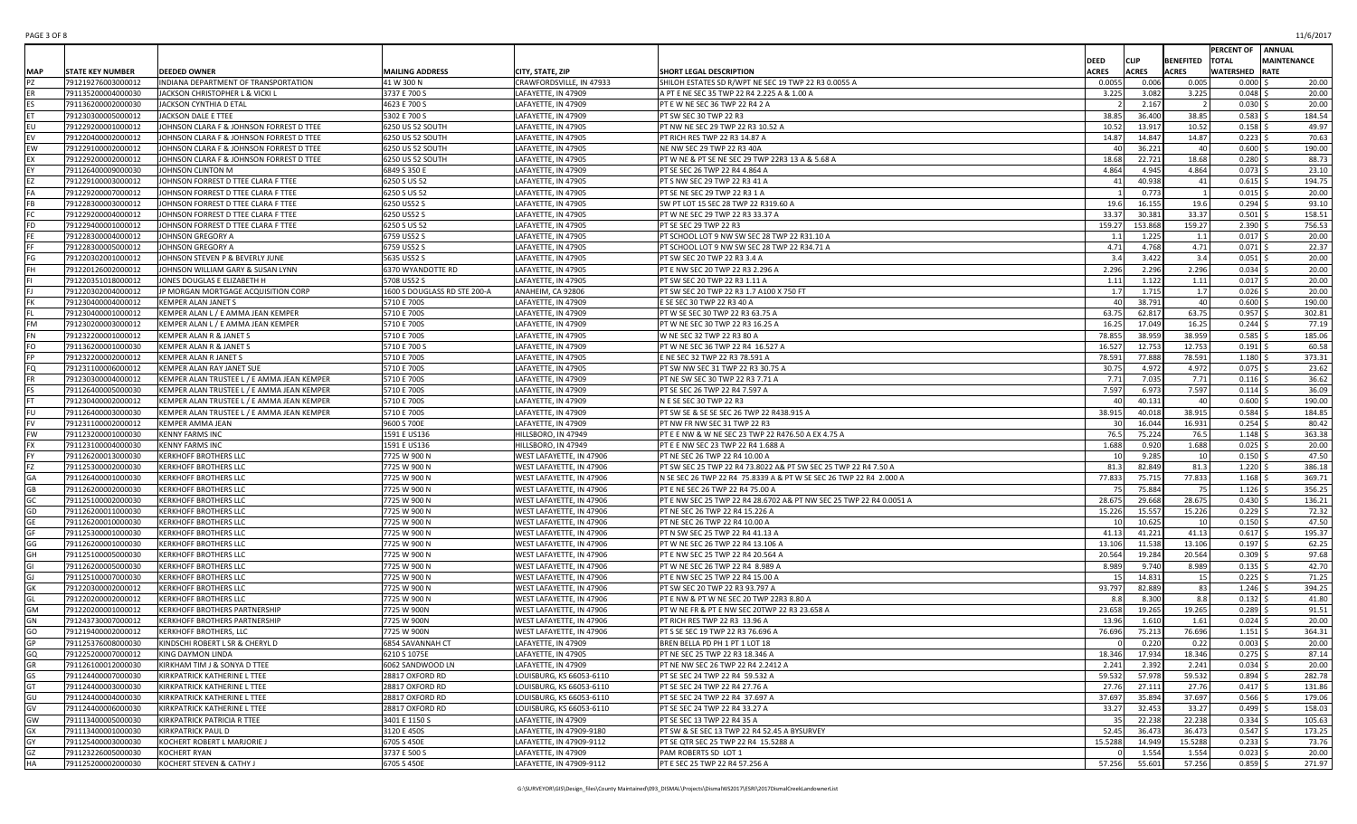| MAP | STATE KEY NUMBER | DEEDED OWNER | MAILING ADDRESS | CITY, STATE, ZIP | SHORT LEGAL DESCRIPTION | DEED ACRES | CLIP ACRES | BENEFITED ACRES | PERCENT OF TOTAL WATERSHED | ANNUAL MAINTENANCE RATE |
|---|---|---|---|---|---|---|---|---|---|---|
| PZ | 791219276003000012 | INDIANA DEPARTMENT OF TRANSPORTATION | 41 W 300 N | CRAWFORDSVILLE, IN 47933 | SHILOH ESTATES SD R/WPT NE SEC 19 TWP 22 R3 0.0055 A | 0.0055 | 0.006 | 0.005 | 0.000 | $ 20.00 |
| ER | 791135200004000030 | JACKSON CHRISTOPHER L & VICKI L | 3737 E 700 S | LAFAYETTE, IN 47909 | A PT E NE SEC 35 TWP 22 R4 2.225 A & 1.00 A | 3.225 | 3.082 | 3.225 | 0.048 | $ 20.00 |
| ES | 791136200002000030 | JACKSON CYNTHIA D ETAL | 4623 E 700 S | LAFAYETTE, IN 47909 | PT E W NE SEC 36 TWP 22 R4 2 | 2 | 2.167 | 2 | 0.030 | $ 20.00 |
| ET | 791230300005000012 | JACKSON DALE E TTEE | 5302 E 700 S | LAFAYETTE, IN 47909 | PT SW SEC 30 TWP 22 R3 | 38.85 | 36.400 | 38.85 | 0.583 | $ 184.54 |
| EU | 791229200001000012 | JOHNSON CLARA F & JOHNSON FORREST D TTEE | 6250 US 52 SOUTH | LAFAYETTE, IN 47905 | PT NW NE SEC 29 TWP 22 R3 10.52 A | 10.52 | 13.917 | 10.52 | 0.158 | $ 49.97 |
| EV | 791220400002000012 | JOHNSON CLARA F & JOHNSON FORREST D TTEE | 6250 US 52 SOUTH | LAFAYETTE, IN 47905 | PT RICH RES TWP 22 R3 14.87 A | 14.87 | 14.847 | 14.87 | 0.223 | $ 70.63 |
| EW | 791229100002000012 | JOHNSON CLARA F & JOHNSON FORREST D TTEE | 6250 US 52 SOUTH | LAFAYETTE, IN 47905 | NE NW SEC 29 TWP 22 R3 40A | 40 | 36.221 | 40 | 0.600 | $ 190.00 |
| EX | 791229200002000012 | JOHNSON CLARA F & JOHNSON FORREST D TTEE | 6250 US 52 SOUTH | LAFAYETTE, IN 47905 | PT W NE & PT SE NE SEC 29 TWP 22R3 13 A & 5.68 A | 18.68 | 22.721 | 18.68 | 0.280 | $ 88.73 |
| EY | 791126400009000030 | JOHNSON CLINTON M | 6849 S 350 E | LAFAYETTE, IN 47909 | PT SE SEC 26 TWP 22 R4 4.864 A | 4.864 | 4.945 | 4.864 | 0.073 | $ 23.10 |
| EZ | 791229100003000012 | JOHNSON FORREST D TTEE CLARA F TTEE | 6250 S US 52 | LAFAYETTE, IN 47905 | PT S NW SEC 29 TWP 22 R3 41 A | 41 | 40.938 | 41 | 0.615 | $ 194.75 |
| FA | 791229200007000012 | JOHNSON FORREST D TTEE CLARA F TTEE | 6250 S US 52 | LAFAYETTE, IN 47905 | PT SE NE SEC 29 TWP 22 R3 1 A | 1 | 0.773 | 1 | 0.015 | $ 20.00 |
| FB | 791228300003000012 | JOHNSON FORREST D TTEE CLARA F TTEE | 6250 US52 S | LAFAYETTE, IN 47905 | SW PT LOT 15 SEC 28 TWP 22 R319.60 A | 19.6 | 16.155 | 19.6 | 0.294 | $ 93.10 |
| FC | 791229200004000012 | JOHNSON FORREST D TTEE CLARA F TTEE | 6250 US52 S | LAFAYETTE, IN 47905 | PT W NE SEC 29 TWP 22 R3 33.37 A | 33.37 | 30.381 | 33.37 | 0.501 | $ 158.51 |
| FD | 791229400001000012 | JOHNSON FORREST D TTEE CLARA F TTEE | 6250 S US 52 | LAFAYETTE, IN 47905 | PT SE SEC 29 TWP 22 R3 | 159.27 | 153.868 | 159.27 | 2.390 | $ 756.53 |
| FE | 791228300004000012 | JOHNSON GREGORY A | 6759 US52 S | LAFAYETTE, IN 47905 | PT SCHOOL LOT 9 NW SW SEC 28 TWP 22 R31.10 A | 1.1 | 1.225 | 1.1 | 0.017 | $ 20.00 |
| FF | 791228300005000012 | JOHNSON GREGORY A | 6759 US52 S | LAFAYETTE, IN 47905 | PT SCHOOL LOT 9 NW SW SEC 28 TWP 22 R34.71 A | 4.71 | 4.768 | 4.71 | 0.071 | $ 22.37 |
| FG | 791220302001000012 | JOHNSON STEVEN P & BEVERLY JUNE | 5635 US52 S | LAFAYETTE, IN 47905 | PT SW SEC 20 TWP 22 R3 3.4 A | 3.4 | 3.422 | 3.4 | 0.051 | $ 20.00 |
| FH | 791220126002000012 | JOHNSON WILLIAM GARY & SUSAN LYNN | 6370 WYANDOTTE RD | LAFAYETTE, IN 47905 | PT E NW SEC 20 TWP 22 R3 2.296 A | 2.296 | 2.296 | 2.296 | 0.034 | $ 20.00 |
| FI | 791220351018000012 | JONES DOUGLAS E ELIZABETH H | 5708 US52 S | LAFAYETTE, IN 47905 | PT SW SEC 20 TWP 22 R3 1.11 A | 1.11 | 1.122 | 1.11 | 0.017 | $ 20.00 |
| FJ | 791220302004000012 | JP MORGAN MORTGAGE ACQUISITION CORP | 1600 S DOUGLASS RD STE 200-A | ANAHEIM, CA 92806 | PT SW SEC 20 TWP 22 R3 1.7 A100 X 750 FT | 1.7 | 1.715 | 1.7 | 0.026 | $ 20.00 |
| FK | 791230400004000012 | KEMPER ALAN JANET S | 5710 E 700S | LAFAYETTE, IN 47909 | E SE SEC 30 TWP 22 R3 40 A | 40 | 38.791 | 40 | 0.600 | $ 190.00 |
| FL | 791230400001000012 | KEMPER ALAN L / E AMMA JEAN KEMPER | 5710 E 700S | LAFAYETTE, IN 47909 | PT W SE SEC 30 TWP 22 R3 63.75 A | 63.75 | 62.817 | 63.75 | 0.957 | $ 302.81 |
| FM | 791230200003000012 | KEMPER ALAN L / E AMMA JEAN KEMPER | 5710 E 700S | LAFAYETTE, IN 47909 | PT W NE SEC 30 TWP 22 R3 16.25 A | 16.25 | 17.049 | 16.25 | 0.244 | $ 77.19 |
| FN | 791232200001000012 | KEMPER ALAN R & JANET S | 5710 E 700S | LAFAYETTE, IN 47905 | W NE SEC 32 TWP 22 R3 80 A | 78.855 | 38.959 | 38.959 | 0.585 | $ 185.06 |
| FO | 791136200001000030 | KEMPER ALAN R & JANET S | 5710 E 700 S | LAFAYETTE, IN 47909 | PT W NE SEC 36 TWP 22 R4 16.527 A | 16.527 | 12.753 | 12.753 | 0.191 | $ 60.58 |
| FP | 791232200002000012 | KEMPER ALAN R JANET S | 5710 E 700S | LAFAYETTE, IN 47905 | E NE SEC 32 TWP 22 R3 78.591 A | 78.591 | 77.888 | 78.591 | 1.180 | $ 373.31 |
| FQ | 791231100006000012 | KEMPER ALAN RAY JANET SUE | 5710 E 700S | LAFAYETTE, IN 47905 | PT SW NW SEC 31 TWP 22 R3 30.75 A | 30.75 | 4.972 | 4.972 | 0.075 | $ 23.62 |
| FR | 791230300004000012 | KEMPER ALAN TRUSTEE L / E AMMA JEAN KEMPER | 5710 E 700S | LAFAYETTE, IN 47909 | PT NE SW SEC 30 TWP 22 R3 7.71 A | 7.71 | 7.035 | 7.71 | 0.116 | $ 36.62 |
| FS | 791126400005000030 | KEMPER ALAN TRUSTEE L / E AMMA JEAN KEMPER | 5710 E 700S | LAFAYETTE, IN 47909 | PT SE SEC 26 TWP 22 R4 7.597 A | 7.597 | 6.973 | 7.597 | 0.114 | $ 36.09 |
| FT | 791230400002000012 | KEMPER ALAN TRUSTEE L / E AMMA JEAN KEMPER | 5710 E 700S | LAFAYETTE, IN 47909 | N E SE SEC 30 TWP 22 R3 | 40 | 40.131 | 40 | 0.600 | $ 190.00 |
| FU | 791126400003000030 | KEMPER ALAN TRUSTEE L / E AMMA JEAN KEMPER | 5710 E 700S | LAFAYETTE, IN 47909 | PT SW SE & SE SE SEC 26 TWP 22 R438.915 A | 38.915 | 40.018 | 38.915 | 0.584 | $ 184.85 |
| FV | 791231100002000012 | KEMPER AMMA JEAN | 9600 S 700E | LAFAYETTE, IN 47909 | PT NW FR NW SEC 31 TWP 22 R3 | 30 | 16.044 | 16.931 | 0.254 | $ 80.42 |
| FW | 791123200001000030 | KENNY FARMS INC | 1591 E US136 | HILLSBORO, IN 47949 | PT E E NW & W NE SEC 23 TWP 22 R476.50 A EX 4.75 A | 76.5 | 75.224 | 76.5 | 1.148 | $ 363.38 |
| FX | 791123100004000030 | KENNY FARMS INC | 1591 E US136 | HILLSBORO, IN 47949 | PT E E NW SEC 23 TWP 22 R4 1.688 A | 1.688 | 0.920 | 1.688 | 0.025 | $ 20.00 |
| FY | 791126200013000030 | KERKHOFF BROTHERS LLC | 7725 W 900 N | WEST LAFAYETTE, IN 47906 | PT NE SEC 26 TWP 22 R4 10.00 A | 10 | 9.285 | 10 | 0.150 | $ 47.50 |
| FZ | 791125300002000030 | KERKHOFF BROTHERS LLC | 7725 W 900 N | WEST LAFAYETTE, IN 47906 | PT SW SEC 25 TWP 22 R4 73.8022 A& PT SW SEC 25 TWP 22 R4 7.50 A | 81.3 | 82.849 | 81.3 | 1.220 | $ 386.18 |
| GA | 791126400001000030 | KERKHOFF BROTHERS LLC | 7725 W 900 N | WEST LAFAYETTE, IN 47906 | N SE SEC 26 TWP 22 R4 75.8339 A & PT W SE SEC 26 TWP 22 R4 2.000 A | 77.833 | 75.715 | 77.833 | 1.168 | $ 369.71 |
| GB | 791126200002000030 | KERKHOFF BROTHERS LLC | 7725 W 900 N | WEST LAFAYETTE, IN 47906 | PT E NE SEC 26 TWP 22 R4 75.00 A | 75 | 75.884 | 75 | 1.126 | $ 356.25 |
| GC | 791125100002000030 | KERKHOFF BROTHERS LLC | 7725 W 900 N | WEST LAFAYETTE, IN 47906 | PT E NW SEC 25 TWP 22 R4 28.6702 A& PT NW SEC 25 TWP 22 R4 0.0051 A | 28.675 | 29.668 | 28.675 | 0.430 | $ 136.21 |
| GD | 791126200011000030 | KERKHOFF BROTHERS LLC | 7725 W 900 N | WEST LAFAYETTE, IN 47906 | PT NE SEC 26 TWP 22 R4 15.226 A | 15.226 | 15.557 | 15.226 | 0.229 | $ 72.32 |
| GE | 791126200010000030 | KERKHOFF BROTHERS LLC | 7725 W 900 N | WEST LAFAYETTE, IN 47906 | PT NE SEC 26 TWP 22 R4 10.00 A | 10 | 10.625 | 10 | 0.150 | $ 47.50 |
| GF | 791125300001000030 | KERKHOFF BROTHERS LLC | 7725 W 900 N | WEST LAFAYETTE, IN 47906 | PT N SW SEC 25 TWP 22 R4 41.13 A | 41.13 | 41.221 | 41.13 | 0.617 | $ 195.37 |
| GG | 791126200001000030 | KERKHOFF BROTHERS LLC | 7725 W 900 N | WEST LAFAYETTE, IN 47906 | PT W NE SEC 26 TWP 22 R4 13.106 A | 13.106 | 11.538 | 13.106 | 0.197 | $ 62.25 |
| GH | 791125100005000030 | KERKHOFF BROTHERS LLC | 7725 W 900 N | WEST LAFAYETTE, IN 47906 | PT E NW SEC 25 TWP 22 R4 20.564 A | 20.564 | 19.284 | 20.564 | 0.309 | $ 97.68 |
| GI | 791126200005000030 | KERKHOFF BROTHERS LLC | 7725 W 900 N | WEST LAFAYETTE, IN 47906 | PT W NE SEC 26 TWP 22 R4 8.989 A | 8.989 | 9.740 | 8.989 | 0.135 | $ 42.70 |
| GJ | 791125100007000030 | KERKHOFF BROTHERS LLC | 7725 W 900 N | WEST LAFAYETTE, IN 47906 | PT E NW SEC 25 TWP 22 R4 15.00 A | 15 | 14.831 | 15 | 0.225 | $ 71.25 |
| GK | 791220300002000012 | KERKHOFF BROTHERS LLC | 7725 W 900 N | WEST LAFAYETTE, IN 47906 | PT SW SEC 20 TWP 22 R3 93.797 A | 93.797 | 82.889 | 83 | 1.246 | $ 394.25 |
| GL | 791220200002000012 | KERKHOFF BROTHERS LLC | 7725 W 900 N | WEST LAFAYETTE, IN 47906 | PT E NW & PT W NE SEC 20 TWP 22R3 8.80 A | 8.8 | 8.300 | 8.8 | 0.132 | $ 41.80 |
| GM | 791220200001000012 | KERKHOFF BROTHERS PARTNERSHIP | 7725 W 900N | WEST LAFAYETTE, IN 47906 | PT W NE FR & PT E NW SEC 20TWP 22 R3 23.658 A | 23.658 | 19.265 | 19.265 | 0.289 | $ 91.51 |
| GN | 791243730007000012 | KERKHOFF BROTHERS PARTNERSHIP | 7725 W 900N | WEST LAFAYETTE, IN 47906 | PT RICH RES TWP 22 R3 13.96 A | 13.96 | 1.610 | 1.61 | 0.024 | $ 20.00 |
| GO | 791219400002000012 | KERKHOFF BROTHERS, LLC | 7725 W 900N | WEST LAFAYETTE, IN 47906 | PT S SE SEC 19 TWP 22 R3 76.696 A | 76.696 | 75.213 | 76.696 | 1.151 | $ 364.31 |
| GP | 791125376008000030 | KINDSCHI ROBERT L SR & CHERYL D | 6854 SAVANNAH CT | LAFAYETTE, IN 47909 | BREN BELLA PD PH 1 PT 1 LOT 18 | 0 | 0.220 | 0.22 | 0.003 | $ 20.00 |
| GQ | 791225200007000012 | KING DAYMON LINDA | 6210 S 1075E | LAFAYETTE, IN 47905 | PT NE SEC 25 TWP 22 R3 18.346 A | 18.346 | 17.934 | 18.346 | 0.275 | $ 87.14 |
| GR | 791126100012000030 | KIRKHAM TIM J & SONYA D TTEE | 6062 SANDWOOD LN | LAFAYETTE, IN 47909 | PT NE NW SEC 26 TWP 22 R4 2.2412 A | 2.241 | 2.392 | 2.241 | 0.034 | $ 20.00 |
| GS | 791124400007000030 | KIRKPATRICK KATHERINE L TTEE | 28817 OXFORD RD | LOUISBURG, KS 66053-6110 | PT SE SEC 24 TWP 22 R4 59.532 A | 59.532 | 57.978 | 59.532 | 0.894 | $ 282.78 |
| GT | 791124400003000030 | KIRKPATRICK KATHERINE L TTEE | 28817 OXFORD RD | LOUISBURG, KS 66053-6110 | PT SE SEC 24 TWP 22 R4 27.76 A | 27.76 | 27.111 | 27.76 | 0.417 | $ 131.86 |
| GU | 791124400004000030 | KIRKPATRICK KATHERINE L TTEE | 28817 OXFORD RD | LOUISBURG, KS 66053-6110 | PT SE SEC 24 TWP 22 R4 37.697 A | 37.697 | 35.894 | 37.697 | 0.566 | $ 179.06 |
| GV | 791124400006000030 | KIRKPATRICK KATHERINE L TTEE | 28817 OXFORD RD | LOUISBURG, KS 66053-6110 | PT SE SEC 24 TWP 22 R4 33.27 A | 33.27 | 32.453 | 33.27 | 0.499 | $ 158.03 |
| GW | 791113400005000030 | KIRKPATRICK PATRICIA R TTEE | 3401 E 1150 S | LAFAYETTE, IN 47909 | PT SE SEC 13 TWP 22 R4 35 A | 35 | 22.238 | 22.238 | 0.334 | $ 105.63 |
| GX | 791113400001000030 | KIRKPATRICK PAUL D | 3120 E 450S | LAFAYETTE, IN 47909-9180 | PT SW & SE SEC 13 TWP 22 R4 52.45 A BYSURVEY | 52.45 | 36.473 | 36.473 | 0.547 | $ 173.25 |
| GY | 791125400003000030 | KOCHERT ROBERT L MARJORIE J | 6705 S 450E | LAFAYETTE, IN 47909-9112 | PT SE QTR SEC 25 TWP 22 R4 15.5288 A | 15.5288 | 14.949 | 15.5288 | 0.233 | $ 73.76 |
| GZ | 791123226005000030 | KOCHERT RYAN | 3737 E 500 S | LAFAYETTE, IN 47909 | PAM ROBERTS SD LOT 1 | 0 | 1.554 | 1.554 | 0.023 | $ 20.00 |
| HA | 791125200002000030 | KOCHERT STEVEN & CATHY J | 6705 S 450E | LAFAYETTE, IN 47909-9112 | PT E SEC 25 TWP 22 R4 57.256 A | 57.256 | 55.601 | 57.256 | 0.859 | $ 271.97 |

G:\SURVEYOR\GIS\Design_files\County Maintained\093_DISMAL\Projects\DismalWS2017\ESRI\2017DismalCreekLandownerList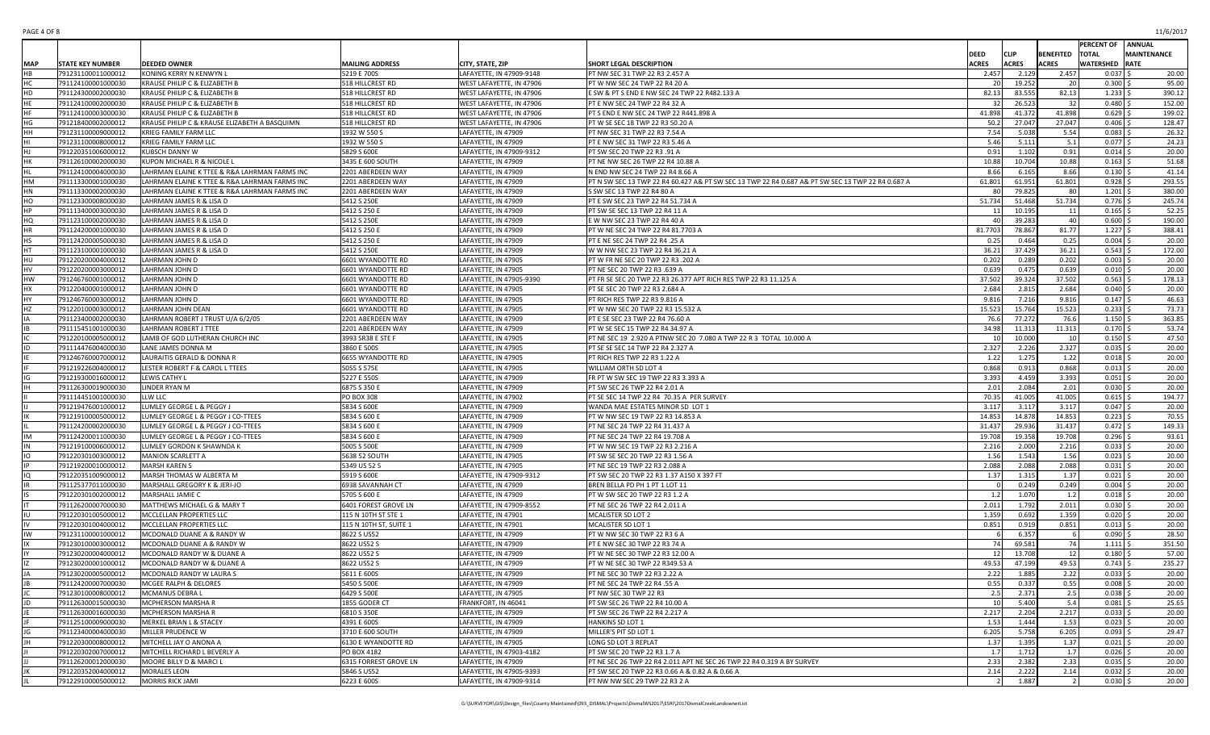| MAP | STATE KEY NUMBER | DEEDED OWNER | MAILING ADDRESS | CITY, STATE, ZIP | SHORT LEGAL DESCRIPTION | DEED ACRES | CLIP ACRES | BENEFITED ACRES | PERCENT OF TOTAL WATERSHED | ANNUAL MAINTENANCE RATE |
|---|---|---|---|---|---|---|---|---|---|---|
| HB | 791231100011000012 | KONING KERRY N KENWYN L | 5219 E 700S | LAFAYETTE, IN 47909-9148 | PT NW SEC 31 TWP 22 R3 2.457 A | 2.457 | 2.129 | 2.457 | 0.037 | $ 20.00 |
| HC | 791124100001000030 | KRAUSE PHILIP C & ELIZABETH B | 518 HILLCREST RD | WEST LAFAYETTE, IN 47906 | PT W NW SEC 24 TWP 22 R4 20 A | 20 | 19.252 | 20 | 0.300 | $ 95.00 |
| HD | 791124300002000030 | KRAUSE PHILIP C & ELIZABETH B | 518 HILLCREST RD | WEST LAFAYETTE, IN 47906 | E SW & PT S END E NW SEC 24 TWP 22 R482.133 A | 82.13 | 83.555 | 82.13 | 1.233 | $ 390.12 |
| HE | 791124100002000030 | KRAUSE PHILIP C & ELIZABETH B | 518 HILLCREST RD | WEST LAFAYETTE, IN 47906 | PT E NW SEC 24 TWP 22 R4 32 A | 32 | 26.523 | 32 | 0.480 | $ 152.00 |
| HF | 791124100003000030 | KRAUSE PHILIP C & ELIZABETH B | 518 HILLCREST RD | WEST LAFAYETTE, IN 47906 | PT S END E NW SEC 24 TWP 22 R441.898 A | 41.898 | 41.372 | 41.898 | 0.629 | $ 199.02 |
| HG | 791218400002000012 | KRAUSE PHILIP C & KRAUSE ELIZABETH A BASQUIMN | 518 HILLCREST RD | WEST LAFAYETTE, IN 47906 | PT W SE SEC 18 TWP 22 R3 50.20 A | 50.2 | 27.047 | 27.047 | 0.406 | $ 128.47 |
| HH | 791231100009000012 | KRIEG FAMILY FARM LLC | 1932 W 550 S | LAFAYETTE, IN 47909 | PT NW SEC 31 TWP 22 R3 7.54 A | 7.54 | 5.038 | 5.54 | 0.083 | $ 26.32 |
| HI | 791231100008000012 | KRIEG FAMILY FARM LLC | 1932 W 550 S | LAFAYETTE, IN 47909 | PT E NW SEC 31 TWP 22 R3 5.46 A | 5.46 | 5.111 | 5.1 | 0.077 | $ 24.23 |
| HJ | 791220351006000012 | KUBSCH DANNY W | 5829 S 600E | LAFAYETTE, IN 47909-9312 | PT SW SEC 20 TWP 22 R3 .91 A | 0.91 | 1.102 | 0.91 | 0.014 | $ 20.00 |
| HK | 791126100002000030 | KUPON MICHAEL R & NICOLE L | 3435 E 600 SOUTH | LAFAYETTE, IN 47909 | PT NE NW SEC 26 TWP 22 R4 10.88 A | 10.88 | 10.704 | 10.88 | 0.163 | $ 51.68 |
| HL | 791124100004000030 | LAHRMAN ELAINE K TTEE & R&A LAHRMAN FARMS INC | 2201 ABERDEEN WAY | LAFAYETTE, IN 47909 | N END NW SEC 24 TWP 22 R4 8.66 A | 8.66 | 6.165 | 8.66 | 0.130 | $ 41.14 |
| HM | 791113300001000030 | LAHRMAN ELAINE K TTEE & R&A LAHRMAN FARMS INC | 2201 ABERDEEN WAY | LAFAYETTE, IN 47909 | PT N SW SEC 13 TWP 22 R4 60.427 A& PT SW SEC 13 TWP 22 R4 0.687 A& PT SW SEC 13 TWP 22 R4 0.687 A | 61.801 | 61.951 | 61.801 | 0.928 | $ 293.55 |
| HN | 791113300002000030 | LAHRMAN ELAINE K TTEE & R&A LAHRMAN FARMS INC | 2201 ABERDEEN WAY | LAFAYETTE, IN 47909 | S SW SEC 13 TWP 22 R4 80 A | 80 | 79.825 | 80 | 1.201 | $ 380.00 |
| HO | 791123300008000030 | LAHRMAN JAMES R & LISA D | 5412 S 250E | LAFAYETTE, IN 47909 | PT E SW SEC 23 TWP 22 R4 51.734 A | 51.734 | 51.468 | 51.734 | 0.776 | $ 245.74 |
| HP | 791113400003000030 | LAHRMAN JAMES R & LISA D | 5412 S 250 E | LAFAYETTE, IN 47909 | PT SW SE SEC 13 TWP 22 R4 11 A | 11 | 10.195 | 11 | 0.165 | $ 52.25 |
| HQ | 791123100002000030 | LAHRMAN JAMES R & LISA D | 5412 S 250E | LAFAYETTE, IN 47909 | E W NW SEC 23 TWP 22 R4 40 A | 40 | 39.283 | 40 | 0.600 | $ 190.00 |
| HR | 791124200001000030 | LAHRMAN JAMES R & LISA D | 5412 S 250 E | LAFAYETTE, IN 47909 | PT W NE SEC 24 TWP 22 R4 81.7703 A | 81.7703 | 78.867 | 81.77 | 1.227 | $ 388.41 |
| HS | 791124200005000030 | LAHRMAN JAMES R & LISA D | 5412 S 250 E | LAFAYETTE, IN 47909 | PT E NE SEC 24 TWP 22 R4 .25 A | 0.25 | 0.464 | 0.25 | 0.004 | $ 20.00 |
| HT | 791123100001000030 | LAHRMAN JAMES R & LISA D | 5412 S 250E | LAFAYETTE, IN 47909 | W W NW SEC 23 TWP 22 R4 36.21 A | 36.21 | 37.429 | 36.21 | 0.543 | $ 172.00 |
| HU | 791220200004000012 | LAHRMAN JOHN D | 6601 WYANDOTTE RD | LAFAYETTE, IN 47905 | PT W FR NE SEC 20 TWP 22 R3 .202 A | 0.202 | 0.289 | 0.202 | 0.003 | $ 20.00 |
| HV | 791220200003000012 | LAHRMAN JOHN D | 6601 WYANDOTTE RD | LAFAYETTE, IN 47905 | PT NE SEC 20 TWP 22 R3 .639 A | 0.639 | 0.475 | 0.639 | 0.010 | $ 20.00 |
| HW | 791246760001000012 | LAHRMAN JOHN D | 6601 WYANDOTTE RD | LAFAYETTE, IN 47905-9390 | PT FR SE SEC 20 TWP 22 R3 26.377 APT RICH RES TWP 22 R3 11.125 A | 37.502 | 39.324 | 37.502 | 0.563 | $ 178.13 |
| HX | 791220400001000012 | LAHRMAN JOHN D | 6601 WYANDOTTE RD | LAFAYETTE, IN 47905 | PT SE SEC 20 TWP 22 R3 2.684 A | 2.684 | 2.815 | 2.684 | 0.040 | $ 20.00 |
| HY | 791246760003000012 | LAHRMAN JOHN D | 6601 WYANDOTTE RD | LAFAYETTE, IN 47905 | PT RICH RES TWP 22 R3 9.816 A | 9.816 | 7.216 | 9.816 | 0.147 | $ 46.63 |
| HZ | 791220100003000012 | LAHRMAN JOHN DEAN | 6601 WYANDOTTE RD | LAFAYETTE, IN 47905 | PT W NW SEC 20 TWP 22 R3 15.532 A | 15.523 | 15.764 | 15.523 | 0.233 | $ 73.73 |
| IA | 791123400002000030 | LAHRMAN ROBERT J TRUST U/A 6/2/05 | 2201 ABERDEEN WAY | LAFAYETTE, IN 47909 | PT E SE SEC 23 TWP 22 R4 76.60 A | 76.6 | 77.272 | 76.6 | 1.150 | $ 363.85 |
| IB | 791115451001000030 | LAHRMAN ROBERT J TTEE | 2201 ABERDEEN WAY | LAFAYETTE, IN 47909 | PT W SE SEC 15 TWP 22 R4 34.97 A | 34.98 | 11.313 | 11.313 | 0.170 | $ 53.74 |
| IC | 791220100005000012 | LAMB OF GOD LUTHERAN CHURCH INC | 3993 SR38 E STE F | LAFAYETTE, IN 47905 | PT NE SEC 19 2.920 A PTNW SEC 20 7.080 A TWP 22 R 3 TOTAL 10.000 A | 10 | 10.000 | 10 | 0.150 | $ 47.50 |
| ID | 791114476004000030 | LANE JAMES DONNA M | 3860 E 500S | LAFAYETTE, IN 47905 | PT SE SE SEC 14 TWP 22 R4 2.327 A | 2.327 | 2.226 | 2.327 | 0.035 | $ 20.00 |
| IE | 791246760007000012 | LAURAITIS GERALD & DONNA R | 6655 WYANDOTTE RD | LAFAYETTE, IN 47905 | PT RICH RES TWP 22 R3 1.22 A | 1.22 | 1.275 | 1.22 | 0.018 | $ 20.00 |
| IF | 791219226004000012 | LESTER ROBERT F & CAROL L TTEES | 5055 S 575E | LAFAYETTE, IN 47905 | WILLIAM ORTH SD LOT 4 | 0.868 | 0.913 | 0.868 | 0.013 | $ 20.00 |
| IG | 791219300016000012 | LEWIS CATHY L | 5227 E 550S | LAFAYETTE, IN 47909 | FR PT W SW SEC 19 TWP 22 R3 3.393 A | 3.393 | 4.459 | 3.393 | 0.051 | $ 20.00 |
| IH | 791126300019000030 | LINDER RYAN M | 6875 S 350 E | LAFAYETTE, IN 47909 | PT SW SEC 26 TWP 22 R4 2.01 A | 2.01 | 2.084 | 2.01 | 0.030 | $ 20.00 |
| II | 791114451001000030 | LLW LLC | PO BOX 308 | LAFAYETTE, IN 47902 | PT SE SEC 14 TWP 22 R4 70.35 A PER SURVEY | 70.35 | 41.005 | 41.005 | 0.615 | $ 194.77 |
| IJ | 791219476001000012 | LUMLEY GEORGE L & PEGGY J | 5834 S 600E | LAFAYETTE, IN 47909 | WANDA MAE ESTATES MINOR SD LOT 1 | 3.117 | 3.117 | 3.117 | 0.047 | $ 20.00 |
| IK | 791219100005000012 | LUMLEY GEORGE L & PEGGY J CO-TTEES | 5834 S 600 E | LAFAYETTE, IN 47909 | PT W NW SEC 19 TWP 22 R3 14.853 A | 14.853 | 14.878 | 14.853 | 0.223 | $ 70.55 |
| IL | 791124200002000030 | LUMLEY GEORGE L & PEGGY J CO-TTEES | 5834 S 600 E | LAFAYETTE, IN 47909 | PT NE SEC 24 TWP 22 R4 31.437 A | 31.437 | 29.936 | 31.437 | 0.472 | $ 149.33 |
| IM | 791124200011000030 | LUMLEY GEORGE L & PEGGY J CO-TTEES | 5834 S 600 E | LAFAYETTE, IN 47909 | PT NE SEC 24 TWP 22 R4 19.708 A | 19.708 | 19.358 | 19.708 | 0.296 | $ 93.61 |
| IN | 791219100006000012 | LUMLEY GORDON K SHAWNDA K | 5005 S 500E | LAFAYETTE, IN 47909 | PT W NW SEC 19 TWP 22 R3 2.216 A | 2.216 | 2.000 | 2.216 | 0.033 | $ 20.00 |
| IO | 791220301003000012 | MANION SCARLETT A | 5638 S2 SOUTH | LAFAYETTE, IN 47905 | PT SW SEC 20 TWP 22 R3 1.56 A | 1.56 | 1.543 | 1.56 | 0.023 | $ 20.00 |
| IP | 791219200010000012 | MARSH KAREN S | 5349 US 52 S | LAFAYETTE, IN 47905 | PT NE SEC 19 TWP 22 R3 2.088 A | 2.088 | 2.088 | 2.088 | 0.031 | $ 20.00 |
| IQ | 791220351009000012 | MARSH THOMAS W ALBERTA M | 5919 S 600E | LAFAYETTE, IN 47909-9312 | PT SW SEC 20 TWP 22 R3 1.37 A150 X 397 FT | 1.37 | 1.315 | 1.37 | 0.021 | $ 20.00 |
| IR | 791125377011000030 | MARSHALL GREGORY K & JERI-JO | 6938 SAVANNAH CT | LAFAYETTE, IN 47909 | BREN BELLA PD PH 1 PT 1 LOT 11 | 0 | 0.249 | 0.249 | 0.004 | $ 20.00 |
| IS | 791220301002000012 | MARSHALL JAMIE C | 5705 S 600 E | LAFAYETTE, IN 47909 | PT W SW SEC 20 TWP 22 R3 1.2 A | 1.2 | 1.070 | 1.2 | 0.018 | $ 20.00 |
| IT | 791126200007000030 | MATTHEWS MICHAEL G & MARY T | 6401 FOREST GROVE LN | LAFAYETTE, IN 47909-8552 | PT NE SEC 26 TWP 22 R4 2.011 A | 2.011 | 1.792 | 2.011 | 0.030 | $ 20.00 |
| IU | 791220301005000012 | MCCLELLAN PROPERTIES LLC | 115 N 10TH ST STE 1 | LAFAYETTE, IN 47901 | MCALISTER SD LOT 2 | 1.359 | 0.692 | 1.359 | 0.020 | $ 20.00 |
| IV | 791220301004000012 | MCCLELLAN PROPERTIES LLC | 115 N 10TH ST, SUITE 1 | LAFAYETTE, IN 47901 | MCALISTER SD LOT 1 | 0.851 | 0.919 | 0.851 | 0.013 | $ 20.00 |
| IW | 791231100001000012 | MCDONALD DUANE A & RANDY W | 8622 S US52 | LAFAYETTE, IN 47909 | PT W NW SEC 30 TWP 22 R3 6 A | 6 | 6.357 | 6 | 0.090 | $ 28.50 |
| IX | 791230100003000012 | MCDONALD DUANE A & RANDY W | 8622 US52 S | LAFAYETTE, IN 47909 | PT E NW SEC 30 TWP 22 R3 74 A | 74 | 69.581 | 74 | 1.111 | $ 351.50 |
| IY | 791230200004000012 | MCDONALD RANDY W & DUANE A | 8622 US52 S | LAFAYETTE, IN 47909 | PT W NE SEC 30 TWP 22 R3 12.00 A | 12 | 13.708 | 12 | 0.180 | $ 57.00 |
| IZ | 791230200001000012 | MCDONALD RANDY W & DUANE A | 8622 US52 S | LAFAYETTE, IN 47909 | PT W NE SEC 30 TWP 22 R349.53 A | 49.53 | 47.199 | 49.53 | 0.743 | $ 235.27 |
| JA | 791230200005000012 | MCDONALD RANDY W & LAURA S | 5611 E 600S | LAFAYETTE, IN 47909 | PT NE SEC 30 TWP 22 R3 2.22 A | 2.22 | 1.885 | 2.22 | 0.033 | $ 20.00 |
| JB | 791124200007000030 | MCGEE RALPH & DELORES | 5450 S 500E | LAFAYETTE, IN 47909 | PT NE SEC 24 TWP 22 R4 .55 A | 0.55 | 0.337 | 0.55 | 0.008 | $ 20.00 |
| JC | 791230100008000012 | MCMANUS DEBRA L | 6429 S 500E | LAFAYETTE, IN 47905 | PT NW SEC 30 TWP 22 R3 | 2.5 | 2.371 | 2.5 | 0.038 | $ 20.00 |
| JD | 791126300015000030 | MCPHERSON MARSHA R | 1855 GODER CT | FRANKFORT, IN 46041 | PT SW SEC 26 TWP 22 R4 10.00 A | 10 | 5.400 | 5.4 | 0.081 | $ 25.65 |
| JE | 791126300016000030 | MCPHERSON MARSHA R | 6810 S 350E | LAFAYETTE, IN 47909 | PT SW SEC 26 TWP 22 R4 2.217 A | 2.217 | 2.204 | 2.217 | 0.033 | $ 20.00 |
| JF | 791125100009000030 | MERKEL BRIAN L & STACEY | 4391 E 600S | LAFAYETTE, IN 47909 | HANKINS SD LOT 1 | 1.53 | 1.444 | 1.53 | 0.023 | $ 20.00 |
| JG | 791123400004000030 | MILLER PRUDENCE W | 3710 E 600 SOUTH | LAFAYETTE, IN 47909 | MILLER'S PIT SD LOT 1 | 6.205 | 5.758 | 6.205 | 0.093 | $ 29.47 |
| JH | 791220300008000012 | MITCHELL JAY O ANONA A | 6130 E WYANDOTTE RD | LAFAYETTE, IN 47905 | LONG SD LOT 3 REPLAT | 1.37 | 1.395 | 1.37 | 0.021 | $ 20.00 |
| JI | 791220302007000012 | MITCHELL RICHARD L BEVERLY A | PO BOX 4182 | LAFAYETTE, IN 47903-4182 | PT SW SEC 20 TWP 22 R3 1.7 A | 1.7 | 1.712 | 1.7 | 0.026 | $ 20.00 |
| JJ | 791126200012000030 | MOORE BILLY D & MARCI L | 6315 FOREST GROVE LN | LAFAYETTE, IN 47909 | PT NE SEC 26 TWP 22 R4 2.011 APT NE SEC 26 TWP 22 R4 0.319 A BY SURVEY | 2.33 | 2.382 | 2.33 | 0.035 | $ 20.00 |
| JK | 791220352004000012 | MORALES LEON | 5846 S US52 | LAFAYETTE, IN 47905-9393 | PT SW SEC 20 TWP 22 R3 0.66 A & 0.82 A & 0.66 A | 2.14 | 2.222 | 2.14 | 0.032 | $ 20.00 |
| JL | 791229100005000012 | MORRIS RICK JAMI | 6223 E 600S | LAFAYETTE, IN 47909-9314 | PT NW NW SEC 29 TWP 22 R3 2 A | 2 | 1.887 | 2 | 0.030 | $ 20.00 |

G:\SURVEYOR\GIS\Design_files\County Maintained\093_DISMAL\Projects\DismalWS2017\ESRI\2017DismalCreekLandownerList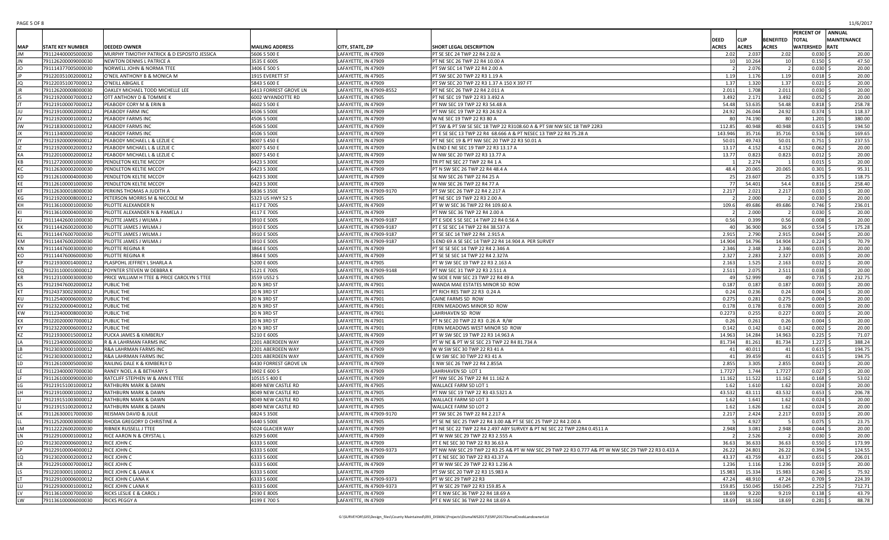| MAP | STATE KEY NUMBER | DEEDED OWNER | MAILING ADDRESS | CITY, STATE, ZIP | SHORT LEGAL DESCRIPTION | DEED ACRES | CLIP ACRES | BENEFITED ACRES | PERCENT OF TOTAL WATERSHED | ANNUAL MAINTENANCE RATE |
|---|---|---|---|---|---|---|---|---|---|---|
| JM | 791124400005000030 | MURPHY TIMOTHY PATRICK & D ESPOSITO JESSICA | 5606 S 500 E | LAFAYETTE, IN 47909 | PT SE SEC 24 TWP 22 R4 2.02 A | 2.02 | 2.037 | 2.02 | 0.030 | $ 20.00 |
| JN | 791126200009000030 | NEWTON DENNIS L PATRICE A | 3535 E 600S | LAFAYETTE, IN 47909 | PT NE SEC 26 TWP 22 R4 10.00 A | 10 | 10.264 | 10 | 0.150 | $ 47.50 |
| JO | 791114377005000030 | NORWELL JOHN & NORMA TTEE | 3406 E 500 S | LAFAYETTE, IN 47909 | PT SW SEC 14 TWP 22 R4 2.00 A | 2 | 2.076 | 2 | 0.030 | $ 20.00 |
| JP | 791220351002000012 | O'NEIL ANTHONY B & MONICA M | 1915 EVERETT ST | LAFAYETTE, IN 47905 | PT SW SEC 20 TWP 22 R3 1.19 A | 1.19 | 1.176 | 1.19 | 0.018 | $ 20.00 |
| JQ | 791220351007000012 | O'NEILL ABIGAIL E | 5843 S 600 E | LAFAYETTE, IN 47909 | PT SW SEC 20 TWP 22 R3 1.37 A 150 X 397 FT | 1.37 | 1.320 | 1.37 | 0.021 | $ 20.00 |
| JR | 791126200008000030 | OAKLEY MICHAEL TODD MICHELLE LEE | 6413 FORREST GROVE LN | LAFAYETTE, IN 47909-8552 | PT NE SEC 26 TWP 22 R4 2.011 A | 2.011 | 1.708 | 2.011 | 0.030 | $ 20.00 |
| JS | 791219200007000012 | OTT ANTHONY D & TOMMIE K | 6002 WYANDOTTE RD | LAFAYETTE, IN 47905 | PT NE SEC 19 TWP 22 R3 3.492 A | 3.492 | 2.171 | 3.492 | 0.052 | $ 20.00 |
| JT | 791219100007000012 | PEABODY CORY M & ERIN B | 4602 S 500 E | LAFAYETTE, IN 47909 | PT NW SEC 19 TWP 22 R3 54.48 A | 54.48 | 53.635 | 54.48 | 0.818 | $ 258.78 |
| JU | 791219100002000012 | PEABODY FARM INC | 4506 S 500E | LAFAYETTE, IN 47909 | PT NW SEC 19 TWP 22 R3 24.92 A | 24.92 | 26.044 | 24.92 | 0.374 | $ 118.37 |
| JV | 791219200001000012 | PEABODY FARMS INC | 4506 S 500E | LAFAYETTE, IN 47909 | W NE SEC 19 TWP 22 R3 80 A | 80 | 74.190 | 80 | 1.201 | $ 380.00 |
| JW | 791218300001000012 | PEABODY FARMS INC | 4506 S 500E | LAFAYETTE, IN 47909 | PT SW & PT SW SE SEC 18 TWP 22 R3108.60 A & PT SW NW SEC 18 TWP 22R3 | 112.85 | 40.948 | 40.948 | 0.615 | $ 194.50 |
| JX | 791113400002000030 | PEABODY FARMS INC | 4506 S 500E | LAFAYETTE, IN 47909 | PT E SE SEC 13 TWP 22 R4 68.666 A & PT NESEC 13 TWP 22 R4 75.28 A | 143.946 | 35.716 | 35.716 | 0.536 | $ 169.65 |
| JY | 791219200009000012 | PEABODY MICHAEL L & LEZLIE C | 8007 S 450 E | LAFAYETTE, IN 47909 | PT NE SEC 19 & PT NW SEC 20 TWP 22 R3 50.01 A | 50.01 | 49.743 | 50.01 | 0.751 | $ 237.55 |
| JZ | 791219200002000012 | PEABODY MICHAEL L & LEZLIE C | 8007 S 450 E | LAFAYETTE, IN 47909 | N END E NE SEC 19 TWP 22 R3 13.17 A | 13.17 | 4.152 | 4.152 | 0.062 | $ 20.00 |
| KA | 791220100002000012 | PEABODY MICHAEL L & LEZLIE C | 8007 S 450 E | LAFAYETTE, IN 47909 | W NW SEC 20 TWP 22 R3 13.77 A | 13.77 | 0.823 | 0.823 | 0.012 | $ 20.00 |
| KB | 791127200001000030 | PENDLETON KELTIE MCCOY | 6423 S 300E | LAFAYETTE, IN 47909 | TR PT NE SEC 27 TWP 22 R4 1 A | 1 | 2.274 | 1 | 0.015 | $ 20.00 |
| KC | 791126300002000030 | PENDLETON KELTIE MCCOY | 6423 S 300E | LAFAYETTE, IN 47909 | PT N SW SEC 26 TWP 22 R4 48.4 A | 48.4 | 20.065 | 20.065 | 0.301 | $ 95.31 |
| KD | 791126100004000030 | PENDLETON KELTIE MCCOY | 6423 S 300E | LAFAYETTE, IN 47909 | SE NW SEC 26 TWP 22 R4 25 A | 25 | 23.607 | 25 | 0.375 | $ 118.75 |
| KE | 791126100001000030 | PENDLETON KELTIE MCCOY | 6423 S 300E | LAFAYETTE, IN 47909 | W NW SEC 26 TWP 22 R4 77 A | 77 | 54.401 | 54.4 | 0.816 | $ 258.40 |
| KF | 791126300018000030 | PERKINS THOMAS A JUDITH A | 6836 S 350E | LAFAYETTE, IN 47909-9170 | PT SW SEC 26 TWP 22 R4 2.217 A | 2.217 | 2.021 | 2.217 | 0.033 | $ 20.00 |
| KG | 791219200008000012 | PETERSON MORRIS M & NICCOLE M | 5323 US HWY 52 S | LAFAYETTE, IN 47905 | PT NE SEC 19 TWP 22 R3 2.00 A | 2 | 2.000 | 2 | 0.030 | $ 20.00 |
| KH | 791136100001000030 | PILOTTE ALEXANDER N | 4117 E 700S | LAFAYETTE, IN 47909 | PT W W SEC 36 TWP 22 R4 109.60 A | 109.6 | 49.686 | 49.686 | 0.746 | $ 236.01 |
| KI | 791136100004000030 | PILOTTE ALEXANDER N & PAMELA J | 4117 E 700S | LAFAYETTE, IN 47909 | PT NW SEC 36 TWP 22 R4 2.00 A | 2 | 2.000 | 2 | 0.030 | $ 20.00 |
| KJ | 791114426001000030 | PILOTTE JAMES J WILMA J | 3910 E 500S | LAFAYETTE, IN 47909-9187 | PT E SIDE S SE SEC 14 TWP 22 R4 0.56 A | 0.56 | 0.399 | 0.56 | 0.008 | $ 20.00 |
| KK | 791114426002000030 | PILOTTE JAMES J WILMA J | 3910 E 500S | LAFAYETTE, IN 47909-9187 | PT E SE SEC 14 TWP 22 R4 38.537 A | 40 | 36.900 | 36.9 | 0.554 | $ 175.28 |
| KL | 791114476007000030 | PILOTTE JAMES J WILMA J | 3910 E 500S | LAFAYETTE, IN 47909-9187 | PT SE SEC 14 TWP 22 R4 2.915 A | 2.915 | 2.790 | 2.915 | 0.044 | $ 20.00 |
| KM | 791114476002000030 | PILOTTE JAMES J WILMA J | 3910 E 500S | LAFAYETTE, IN 47909-9187 | S END 69 A SE SEC 14 TWP 22 R4 14.904 A PER SURVEY | 14.904 | 14.796 | 14.904 | 0.224 | $ 70.79 |
| KN | 791114476003000030 | PILOTTE REGINA R | 3864 E 500S | LAFAYETTE, IN 47909 | PT SE SE SEC 14 TWP 22 R4 2.346 A | 2.346 | 2.348 | 2.346 | 0.035 | $ 20.00 |
| KO | 791114476006000030 | PILOTTE REGINA R | 3864 E 500S | LAFAYETTE, IN 47909 | PT SE SE SEC 14 TWP 22 R4 2.327A | 2.327 | 2.283 | 2.327 | 0.035 | $ 20.00 |
| KP | 791219300014000012 | PLASPOHL JEFFREY L SHARLA A | 5200 E 600S | LAFAYETTE, IN 47905 | PT W SW SEC 19 TWP 22 R3 2.163 A | 2.163 | 1.525 | 2.163 | 0.032 | $ 20.00 |
| KQ | 791231100010000012 | POYNTER STEVEN W DEBBRA K | 5121 E 700S | LAFAYETTE, IN 47909-9148 | PT NW SEC 31 TWP 22 R3 2.511 A | 2.511 | 2.075 | 2.511 | 0.038 | $ 20.00 |
| KR | 791123100003000030 | PRICE WILLIAM H TTEE & PRICE CAROLYN S TTEE | 3559 US52 S | LAFAYETTE, IN 47905 | W SIDE E NW SEC 23 TWP 22 R4 49 A | 49 | 52.999 | 49 | 0.735 | $ 232.75 |
| KS | 791219476002000012 | PUBLIC THE | 20 N 3RD ST | LAFAYETTE, IN 47901 | WANDA MAE ESTATES MINOR SD ROW | 0.187 | 0.187 | 0.187 | 0.003 | $ 20.00 |
| KT | 791243730023000012 | PUBLIC THE | 20 N 3RD ST | LAFAYETTE, IN 47901 | PT RICH RES TWP 22 R3 0.24 A | 0.24 | 0.236 | 0.24 | 0.004 | $ 20.00 |
| KU | 791125400006000030 | PUBLIC THE | 20 N 3RD ST | LAFAYETTE, IN 47901 | CAINE FARMS SD ROW | 0.275 | 0.281 | 0.275 | 0.004 | $ 20.00 |
| KV | 791232200004000012 | PUBLIC THE | 20 N 3RD ST | LAFAYETTE, IN 47901 | FERN MEADOWS MINOR SD ROW | 0.178 | 0.178 | 0.178 | 0.003 | $ 20.00 |
| KW | 791123400008000030 | PUBLIC THE | 20 N 3RD ST | LAFAYETTE, IN 47901 | LAHRHAVEN SD ROW | 0.2273 | 0.255 | 0.227 | 0.003 | $ 20.00 |
| KX | 791220200007000012 | PUBLIC THE | 20 N 3RD ST | LAFAYETTE, IN 47901 | PT N SEC 20 TWP 22 R3 0.26 A R/W | 0.26 | 0.261 | 0.26 | 0.004 | $ 20.00 |
| KY | 791232200006000012 | PUBLIC THE | 20 N 3RD ST | LAFAYETTE, IN 47901 | FERN MEADOWS WEST MINOR SD ROW | 0.142 | 0.142 | 0.142 | 0.002 | $ 20.00 |
| KZ | 791219300015000012 | PUCKA JAMES & KIMBERLY | 5210 E 600S | LAFAYETTE, IN 47909 | PT W SW SEC 19 TWP 22 R3 14.963 A | 14.963 | 14.284 | 14.963 | 0.225 | $ 71.07 |
| LA | 791123400006000030 | R & A LAHRMAN FARMS INC | 2201 ABERDEEN WAY | LAFAYETTE, IN 47909 | PT W NE & PT W SE SEC 23 TWP 22 R4 81.734 A | 81.734 | 81.261 | 81.734 | 1.227 | $ 388.24 |
| LB | 791230300001000012 | R&A LAHRMAN FARMS INC | 2201 ABERDEEN WAY | LAFAYETTE, IN 47909 | W W SW SEC 30 TWP 22 R3 41 A | 41 | 40.011 | 41 | 0.615 | $ 194.75 |
| LC | 791230300003000012 | R&A LAHRMAN FARMS INC | 2201 ABERDEEN WAY | LAFAYETTE, IN 47909 | E W SW SEC 30 TWP 22 R3 41 A | 41 | 39.459 | 41 | 0.615 | $ 194.75 |
| LD | 791126100005000030 | RAILING DALE K & KIMBERLY D | 6430 FORREST GROVE LN | LAFAYETTE, IN 47909 | E NW SEC 26 TWP 22 R4 2.855A | 2.855 | 3.305 | 2.855 | 0.043 | $ 20.00 |
| LE | 791123400007000030 | RANEY NOEL A & BETHANY S | 3902 E 600 S | LAFAYETTE, IN 47909 | LAHRHAVEN SD LOT 1 | 1.7727 | 1.744 | 1.7727 | 0.027 | $ 20.00 |
| LF | 791126100009000030 | RATCLIFF STEPHEN W & ANN E TTEE | 10515 S 400 E | LAFAYETTE, IN 47909-9170 | PT NW SEC 26 TWP 22 R4 11.162 A | 11.162 | 11.522 | 11.162 | 0.168 | $ 53.02 |
| LG | 791219151001000012 | RATHBURN MARK & DAWN | 8049 NEW CASTLE RD | LAFAYETTE, IN 47905 | WALLACE FARM SD LOT 1 | 1.62 | 1.610 | 1.62 | 0.024 | $ 20.00 |
| LH | 791219100001000012 | RATHBURN MARK & DAWN | 8049 NEW CASTLE RD | LAFAYETTE, IN 47905 | PT NW SEC 19 TWP 22 R3 43.5321 A | 43.532 | 43.111 | 43.532 | 0.653 | $ 206.78 |
| LI | 791219151003000012 | RATHBURN MARK & DAWN | 8049 NEW CASTLE RD | LAFAYETTE, IN 47905 | WALLACE FARM SD LOT 3 | 1.62 | 1.641 | 1.62 | 0.024 | $ 20.00 |
| LJ | 791219151002000012 | RATHBURN MARK & DAWN | 8049 NEW CASTLE RD | LAFAYETTE, IN 47905 | WALLACE FARM SD LOT 2 | 1.62 | 1.626 | 1.62 | 0.024 | $ 20.00 |
| LK | 791126300017000030 | REISMAN DAVID & JULIE | 6824 S 350E | LAFAYETTE, IN 47909-9170 | PT SW SEC 26 TWP 22 R4 2.217 A | 2.217 | 2.424 | 2.217 | 0.033 | $ 20.00 |
| LL | 791125200003000030 | RHODA GREGORY D CHRISTINE A | 6440 S 500E | LAFAYETTE, IN 47905 | PT SE NE SEC 25 TWP 22 R4 3.00 A& PT SE SEC 25 TWP 22 R4 2.00 A | 5 | 4.927 | 5 | 0.075 | $ 23.75 |
| LM | 791122226002000030 | RIBNEK RUSSELL J TTEE | 5024 GLACIER WAY | LAFAYETTE, IN 47909 | PT NE SEC 22 TWP 22 R4 2.497 ABY SURVEY & PT NE SEC 22 TWP 22R4 0.4511 A | 2.948 | 3.081 | 2.948 | 0.044 | $ 20.00 |
| LN | 791229100010000012 | RICE AARON N & CRYSTAL L | 6329 S 600E | LAFAYETTE, IN 47909 | PT W NW SEC 29 TWP 22 R3 2.555 A | 2 | 2.526 | 2 | 0.030 | $ 20.00 |
| LO | 791230200006000012 | RICE JOHN C | 6333 S 600E | LAFAYETTE, IN 47909 | PT E NE SEC 30 TWP 22 R3 36.63 A | 36.63 | 36.633 | 36.63 | 0.550 | $ 173.99 |
| LP | 791229100004000012 | RICE JOHN C | 6333 S 600E | LAFAYETTE, IN 47909-9373 | PT NW NW SEC 29 TWP 22 R3 25 A& PT W NW SEC 29 TWP 22 R3 0.777 A& PT W NW SEC 29 TWP 22 R3 0.433 A | 26.22 | 24.801 | 26.22 | 0.394 | $ 124.55 |
| LQ | 791230200002000012 | RICE JOHN C | 6333 S 600E | LAFAYETTE, IN 47909 | PT E NE SEC 30 TWP 22 R3 43.37 A | 43.37 | 43.759 | 43.37 | 0.651 | $ 206.01 |
| LR | 791229100007000012 | RICE JOHN C | 6333 S 600E | LAFAYETTE, IN 47909 | PT W NW SEC 29 TWP 22 R3 1.236 A | 1.236 | 1.116 | 1.236 | 0.019 | $ 20.00 |
| LS | 791220300011000012 | RICE JOHN C & LANA K | 6333 S 600E | LAFAYETTE, IN 47909 | PT SW SEC 20 TWP 22 R3 15.983 A | 15.983 | 15.334 | 15.983 | 0.240 | $ 75.92 |
| LT | 791229100006000012 | RICE JOHN C LANA K | 6333 S 600E | LAFAYETTE, IN 47909-9373 | PT W SEC 29 TWP 22 R3 | 47.24 | 48.910 | 47.24 | 0.709 | $ 224.39 |
| LU | 791229300001000012 | RICE JOHN C LANA K | 6333 S 600E | LAFAYETTE, IN 47909-9373 | PT W SEC 29 TWP 22 R3 159.85 A | 159.85 | 150.045 | 150.045 | 2.252 | $ 712.71 |
| LV | 791136100007000030 | RICKS LESLIE E & CAROL J | 2930 E 800S | LAFAYETTE, IN 47909 | PT E NW SEC 36 TWP 22 R4 18.69 A | 18.69 | 9.220 | 9.219 | 0.138 | $ 43.79 |
| LW | 791136100006000030 | RICKS PEGGY A | 4199 E 700 S | LAFAYETTE, IN 47909 | PT E NW SEC 36 TWP 22 R4 18.69 A | 18.69 | 18.160 | 18.69 | 0.281 | $ 88.78 |

G:\SURVEYOR\GIS\Design_files\County Maintained\093_DISMAL\Projects\DismalWS2017\ESRI\2017DismalCreekLandownerList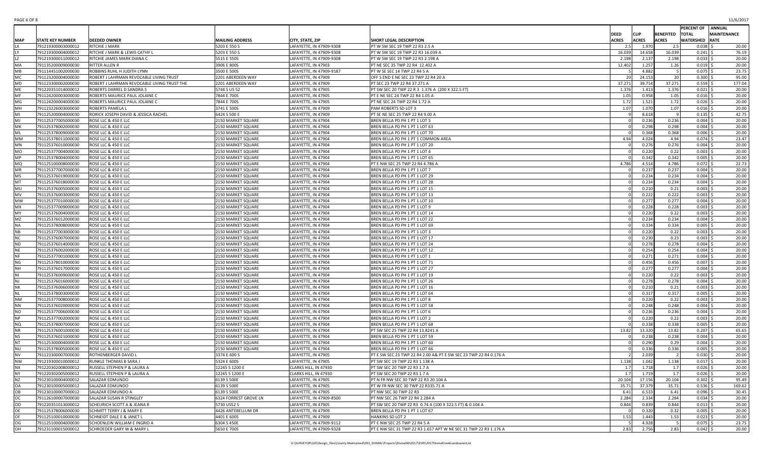| MAP | STATE KEY NUMBER | DEEDED OWNER | MAILING ADDRESS | CITY, STATE, ZIP | SHORT LEGAL DESCRIPTION | DEED ACRES | CLIP ACRES | BENEFITED ACRES | PERCENT OF TOTAL WATERSHED | ANNUAL MAINTENANCE RATE |
|---|---|---|---|---|---|---|---|---|---|---|
| LX | 791219300003000012 | RITCHIE J MARK | 5203 E 550 S | LAFAYETTE, IN 47909-9308 | PT W SW SEC 19 TWP 22 R3 2.5 A | 2.5 | 1.970 | 2.5 | 0.038 | $ 20.00 |
| LY | 791219300004000012 | RITCHIE J MARK & LEWIS CATHY L | 5203 E 550 S | LAFAYETTE, IN 47909-9308 | PT W SW SEC 19 TWP 22 R3 16.039 A | 16.039 | 14.658 | 16.039 | 0.241 | $ 76.19 |
| LZ | 791219300011000012 | RITCHIE JAMES MARK DIANA C | 5515 E 550S | LAFAYETTE, IN 47909-9308 | PT W SW SEC 19 TWP 22 R3 2.198 A | 2.198 | 2.137 | 2.198 | 0.033 | $ 20.00 |
| MA | 791135200009000030 | RITTER ALLEN R | 3906 E 800S | LAFAYETTE, IN 47903 | PT NE SEC 35 TWP 22 R4 12.402 A | 12.402 | 1.257 | 1.26 | 0.019 | $ 20.00 |
| MB | 791114451002000030 | ROBBINS RUHL H JUDITH LYNN | 3500 E 500S | LAFAYETTE, IN 47909-9187 | PT W SE SEC 14 TWP 22 R4 5 A | 5 | 4.882 | 5 | 0.075 | $ 23.75 |
| MC | 791123200004000030 | ROBERT J LAHRMAN REVOCABLE LIVING TRUST | 2201 ABERDEEN WAY | LAFAYETTE, IN 47909 | OFF S END E NE SEC 23 TWP 22 R4 20 A | 20 | 24.153 | 20 | 0.300 | $ 95.00 |
| MD | 791123300002000030 | ROBERT J LAHRMAN REVOCABLE LIVING TRUST THE | 2201 ABERDEEN WAY | LAFAYETTE, IN 47909 | PT SEC 23 TWP 22 R4 37.271 A | 37.271 | 39.714 | 37.271 | 0.559 | $ 177.04 |
| ME | 791220351014000012 | ROBERTS DARREL D SANDRA S | 5744 S US 52 | LAFAYETTE, IN 47905 | PT SW SEC 20 TWP 22 R 3 1.376 A (200 X 322.5 FT) | 1.376 | 1.413 | 1.376 | 0.021 | $ 20.00 |
| MF | 791124200003000030 | ROBERTS MAURICE PAUL JOLAINE C | 7844 E 700S | LAFAYETTE, IN 47905 | PT E NE SEC 24 TWP 22 R4 1.05 A | 1.05 | 0.958 | 1.05 | 0.016 | $ 20.00 |
| MG | 791124200004000030 | ROBERTS MAURICE PAUL JOLAINE C | 7844 E 700S | LAFAYETTE, IN 47905 | PT NE SEC 24 TWP 22 R4 1.72 A | 1.72 | 1.521 | 1.72 | 0.026 | $ 20.00 |
| MH | 791123226003000030 | ROBERTS PAMELA L | 3741 E 500S | LAFAYETTE, IN 47909 | PAM ROBERTS SD LOT 3 | 1.07 | 1.070 | 1.07 | 0.016 | $ 20.00 |
| MI | 791125200004000030 | RORICK JOSEPH DAVID & JESSICA RACHEL | 6424 S 500 E | LAFAYETTE, IN 47909 | PT SE NE SEC 25 TWP 22 R4 9.00 A | 9 | 8.618 | 9 | 0.135 | $ 42.75 |
| MJ | 791125377005000030 | ROSE LLC & 450 E LLC | 2150 MARKET SQUARE | LAFAYETTE, IN 47904 | BREN BELLA PD PH 1 PT 1 LOT 5 | 0 | 0.236 | 0.236 | 0.004 | $ 20.00 |
| MK | 791125378002000030 | ROSE LLC & 450 E LLC | 2150 MARKET SQUARE | LAFAYETTE, IN 47904 | BREN BELLA PD PH 1 PT 1 LOT 63 | 0 | 0.298 | 0.298 | 0.004 | $ 20.00 |
| ML | 791125378009000030 | ROSE LLC & 450 E LLC | 2150 MARKET SQUARE | LAFAYETTE, IN 47904 | BREN BELLA PD PH 1 PT 1 LOT 70 | 0 | 0.368 | 0.368 | 0.006 | $ 20.00 |
| MM | 791125378011000030 | ROSE LLC & 450 E LLC | 2150 MARKET SQUARE | LAFAYETTE, IN 47904 | BREN BELLA PD PH 1 PT 1 COMMON AREA | 4.94 | 4.024 | 4.94 | 0.074 | $ 23.47 |
| MN | 791125376010000030 | ROSE LLC & 450 E LLC | 2150 MARKET SQUARE | LAFAYETTE, IN 47904 | BREN BELLA PD PH 1 PT 1 LOT 20 | 0 | 0.276 | 0.276 | 0.004 | $ 20.00 |
| MO | 791125377004000030 | ROSE LLC & 450 E LLC | 2150 MARKET SQUARE | LAFAYETTE, IN 47904 | BREN BELLA PD PH 1 PT 1 LOT 4 | 0 | 0.220 | 0.22 | 0.003 | $ 20.00 |
| MP | 791125378004000030 | ROSE LLC & 450 E LLC | 2150 MARKET SQUARE | LAFAYETTE, IN 47904 | BREN BELLA PD PH 1 PT 1 LOT 65 | 0 | 0.342 | 0.342 | 0.005 | $ 20.00 |
| MQ | 791125100008000030 | ROSE LLC & 450 E LLC | 2150 MARKET SQUARE | LAFAYETTE, IN 47904 | PT E NW SEC 25 TWP 22 R4 4.786 A | 4.786 | 4.514 | 4.786 | 0.072 | $ 22.73 |
| MR | 791125377007000030 | ROSE LLC & 450 E LLC | 2150 MARKET SQUARE | LAFAYETTE, IN 47904 | BREN BELLA PD PH 1 PT 1 LOT 7 | 0 | 0.237 | 0.237 | 0.004 | $ 20.00 |
| MS | 791125376019000030 | ROSE LLC & 450 E LLC | 2150 MARKET SQUARE | LAFAYETTE, IN 47904 | BREN BELLA PD PH 1 PT 1 LOT 29 | 0 | 0.234 | 0.234 | 0.004 | $ 20.00 |
| MT | 791125376018000030 | ROSE LLC & 450 E LLC | 2150 MARKET SQUARE | LAFAYETTE, IN 47904 | BREN BELLA PD PH 1 PT 1 LOT 28 | 0 | 0.234 | 0.234 | 0.004 | $ 20.00 |
| MU | 791125376005000030 | ROSE LLC & 450 E LLC | 2150 MARKET SQUARE | LAFAYETTE, IN 47904 | BREN BELLA PD PH 1 PT 1 LOT 15 | 0 | 0.210 | 0.21 | 0.003 | $ 20.00 |
| MV | 791125376003000030 | ROSE LLC & 450 E LLC | 2150 MARKET SQUARE | LAFAYETTE, IN 47904 | BREN BELLA PD PH 1 PT 1 LOT 13 | 0 | 0.222 | 0.222 | 0.003 | $ 20.00 |
| MW | 791125377010000030 | ROSE LLC & 450 E LLC | 2150 MARKET SQUARE | LAFAYETTE, IN 47904 | BREN BELLA PD PH 1 PT 1 LOT 10 | 0 | 0.277 | 0.277 | 0.004 | $ 20.00 |
| MX | 791125377009000030 | ROSE LLC & 450 E LLC | 2150 MARKET SQUARE | LAFAYETTE, IN 47904 | BREN BELLA PD PH 1 PT 1 LOT 9 | 0 | 0.228 | 0.228 | 0.003 | $ 20.00 |
| MY | 791125376004000030 | ROSE LLC & 450 E LLC | 2150 MARKET SQUARE | LAFAYETTE, IN 47904 | BREN BELLA PD PH 1 PT 1 LOT 14 | 0 | 0.220 | 0.22 | 0.003 | $ 20.00 |
| MZ | 791125376012000030 | ROSE LLC & 450 E LLC | 2150 MARKET SQUARE | LAFAYETTE, IN 47904 | BREN BELLA PD PH 1 PT 1 LOT 22 | 0 | 0.234 | 0.234 | 0.004 | $ 20.00 |
| NA | 791125378008000030 | ROSE LLC & 450 E LLC | 2150 MARKET SQUARE | LAFAYETTE, IN 47904 | BREN BELLA PD PH 1 PT 1 LOT 69 | 0 | 0.334 | 0.334 | 0.005 | $ 20.00 |
| NB | 791125377003000030 | ROSE LLC & 450 E LLC | 2150 MARKET SQUARE | LAFAYETTE, IN 47904 | BREN BELLA PD PH 1 PT 1 LOT 3 | 0 | 0.220 | 0.22 | 0.003 | $ 20.00 |
| NC | 791125376007000030 | ROSE LLC & 450 E LLC | 2150 MARKET SQUARE | LAFAYETTE, IN 47904 | BREN BELLA PD PH 1 PT 1 LOT 17 | 0 | 0.230 | 0.23 | 0.003 | $ 20.00 |
| ND | 791125376014000030 | ROSE LLC & 450 E LLC | 2150 MARKET SQUARE | LAFAYETTE, IN 47904 | BREN BELLA PD PH 1 PT 1 LOT 24 | 0 | 0.278 | 0.278 | 0.004 | $ 20.00 |
| NE | 791125376002000030 | ROSE LLC & 450 E LLC | 2150 MARKET SQUARE | LAFAYETTE, IN 47904 | BREN BELLA PD PH 1 PT 1 LOT 12 | 0 | 0.254 | 0.254 | 0.004 | $ 20.00 |
| NF | 791125377001000030 | ROSE LLC & 450 E LLC | 2150 MARKET SQUARE | LAFAYETTE, IN 47904 | BREN BELLA PD PH 1 PT 1 LOT 1 | 0 | 0.271 | 0.271 | 0.004 | $ 20.00 |
| NG | 791125378010000030 | ROSE LLC & 450 E LLC | 2150 MARKET SQUARE | LAFAYETTE, IN 47904 | BREN BELLA PD PH 1 PT 1 LOT 71 | 0 | 0.456 | 0.456 | 0.007 | $ 20.00 |
| NH | 791125376017000030 | ROSE LLC & 450 E LLC | 2150 MARKET SQUARE | LAFAYETTE, IN 47904 | BREN BELLA PD PH 1 PT 1 LOT 27 | 0 | 0.277 | 0.277 | 0.004 | $ 20.00 |
| NI | 791125376009000030 | ROSE LLC & 450 E LLC | 2150 MARKET SQUARE | LAFAYETTE, IN 47904 | BREN BELLA PD PH 1 PT 1 LOT 19 | 0 | 0.220 | 0.22 | 0.003 | $ 20.00 |
| NJ | 791125376016000030 | ROSE LLC & 450 E LLC | 2150 MARKET SQUARE | LAFAYETTE, IN 47904 | BREN BELLA PD PH 1 PT 1 LOT 26 | 0 | 0.278 | 0.278 | 0.004 | $ 20.00 |
| NK | 791125376006000030 | ROSE LLC & 450 E LLC | 2150 MARKET SQUARE | LAFAYETTE, IN 47904 | BREN BELLA PD PH 1 PT 1 LOT 16 | 0 | 0.210 | 0.21 | 0.003 | $ 20.00 |
| NL | 791125378003000030 | ROSE LLC & 450 E LLC | 2150 MARKET SQUARE | LAFAYETTE, IN 47904 | BREN BELLA PD PH 1 PT 1 LOT 64 | 0 | 0.317 | 0.317 | 0.005 | $ 20.00 |
| NM | 791125377008000030 | ROSE LLC & 450 E LLC | 2150 MARKET SQUARE | LAFAYETTE, IN 47904 | BREN BELLA PD PH 1 PT 1 LOT 8 | 0 | 0.220 | 0.22 | 0.003 | $ 20.00 |
| NN | 791125376020000030 | ROSE LLC & 450 E LLC | 2150 MARKET SQUARE | LAFAYETTE, IN 47904 | BREN BELLA PD PH 1 PT 1 LOT 58 | 0 | 0.248 | 0.248 | 0.004 | $ 20.00 |
| NO | 791125377006000030 | ROSE LLC & 450 E LLC | 2150 MARKET SQUARE | LAFAYETTE, IN 47904 | BREN BELLA PD PH 1 PT 1 LOT 6 | 0 | 0.236 | 0.236 | 0.004 | $ 20.00 |
| NP | 791125377002000030 | ROSE LLC & 450 E LLC | 2150 MARKET SQUARE | LAFAYETTE, IN 47904 | BREN BELLA PD PH 1 PT 1 LOT 2 | 0 | 0.220 | 0.22 | 0.003 | $ 20.00 |
| NQ | 791125378007000030 | ROSE LLC & 450 E LLC | 2150 MARKET SQUARE | LAFAYETTE, IN 47904 | BREN BELLA PD PH 1 PT 1 LOT 68 | 0 | 0.338 | 0.338 | 0.005 | $ 20.00 |
| NR | 791125376001000030 | ROSE LLC & 450 E LLC | 2150 MARKET SQUARE | LAFAYETTE, IN 47904 | PT SW SEC 25 TWP 22 R4 13.8241 A | 13.82 | 13.320 | 13.82 | 0.207 | $ 65.65 |
| NS | 791125376021000030 | ROSE LLC & 450 E LLC | 2150 MARKET SQUARE | LAFAYETTE, IN 47904 | BREN BELLA PD PH 1 PT 1 LOT 59 | 0 | 0.238 | 0.238 | 0.004 | $ 20.00 |
| NT | 791125300004000030 | ROSE LLC & 450 E LLC | 2150 MARKET SQUARE | LAFAYETTE, IN 47904 | BREN BELLA PD PH 1 PT 1 LOT 60 | 0 | 0.290 | 0.29 | 0.004 | $ 20.00 |
| NU | 791125378005000030 | ROSE LLC & 450 E LLC | 2150 MARKET SQUARE | LAFAYETTE, IN 47904 | BREN BELLA PD PH 1 PT 1 LOT 66 | 0 | 0.336 | 0.336 | 0.005 | $ 20.00 |
| NV | 791123300007000030 | ROTHENBERGER DAVID L | 3374 E 600 S | LAFAYETTE, IN 47905 | PT E SW SEC 23 TWP 22 R4 2.00 A& PT E SW SEC 23 TWP 22 R4 0.176 A | 2 | 2.039 | 2 | 0.030 | $ 20.00 |
| NW | 791219300010000012 | RUNKLE THOMAS B SARA J | 5324 E 600S | LAFAYETTE, IN 47905 | PT SW SEC 19 TWP 22 R3 1.138 A | 1.138 | 1.042 | 1.138 | 0.017 | $ 20.00 |
| NX | 791220302008000012 | RUSSELL STEPHEN P & LAURA A | 12245 S 1200 E | CLARKS HILL, IN 47930 | PT SW SEC 20 TWP 22 R3 1.7 A | 1.7 | 1.718 | 1.7 | 0.026 | $ 20.00 |
| NY | 791220302005000012 | RUSSELL STEPHEN P & LAURA A | 12245 S 1200 E | CLARKS HILL, IN 47930 | PT SW SEC 20 TWP 22 R3 1.7 A | 1.7 | 1.719 | 1.7 | 0.026 | $ 20.00 |
| NZ | 791230100004000012 | SALAZAR EDMUNDO | 6139 S 500E | LAFAYETTE, IN 47905 | PT N FR NW SEC 30 TWP 22 R3 20.104 A | 20.104 | 17.156 | 20.104 | 0.302 | $ 95.49 |
| OA | 791230100005000012 | SALAZAR EDMUNDO | 6139 S 500E | LAFAYETTE, IN 47905 | PT W FR NW SEC 30 TWP 22 R335.71 A | 35.71 | 37.379 | 35.71 | 0.536 | $ 169.62 |
| OB | 791230100007000012 | SALAZAR EDMUNDO A | 6139 S 500E | LAFAYETTE, IN 47905 | PT NW SEC 30 TWP 22 R3 | 6.41 | 6.533 | 6.41 | 0.096 | $ 30.45 |
| OC | 791126100007000030 | SALAZAR SUSAN R STINGLEY | 6324 FORREST GROVE LN | LAFAYETTE, IN 47909-8500 | PT NW SEC 26 TWP 22 R4 2.284 A | 2.284 | 2.334 | 2.284 | 0.034 | $ 20.00 |
| OD | 791220351013000012 | SCHEURICH SCOTT A & JEANA R | 5730 US52 S | LAFAYETTE, IN 47905 | PT SW SEC 20 TWP 22 R3 0.74 A (100 X 322.5 FT) & 0.104 A | 0.844 | 0.839 | 0.844 | 0.013 | $ 20.00 |
| OE | 791125378006000030 | SCHMITT TERRY J & MARY E | 4426 ANTEBELLUM DR | LAFAYETTE, IN 47909 | BREN BELLA PD PH 1 PT 1 LOT 67 | 0 | 0.320 | 0.32 | 0.005 | $ 20.00 |
| OF | 791125100010000030 | SCHNEIDT DALE E & JANET L | 4401 E 600S | LAFAYETTE, IN 47909 | HANKINS SD LOT 2 | 1.53 | 1.443 | 1.53 | 0.023 | $ 20.00 |
| OG | 791125100004000030 | SCHOENLEIN WILLIAM E INGRID A | 6304 S 450E | LAFAYETTE, IN 47909-9112 | PT E NW SEC 25 TWP 22 R4 5 A | 5 | 4.928 | 5 | 0.075 | $ 23.75 |
| OH | 791231100015000012 | SCHROEDER GARY W & MARY L | 5650 E 700S | LAFAYETTE, IN 47909-9328 | PT E NW SEC 31 TWP 22 R3 1.657 APT W NE SEC 31 TWP 22 R3 1.176 A | 2.83 | 2.756 | 2.83 | 0.042 | $ 20.00 |

G:\SURVEYOR\GIS\Design_files\County Maintained\093_DISMAL\Projects\DismalWS2017\ESRI\2017DismalCreekLandownerList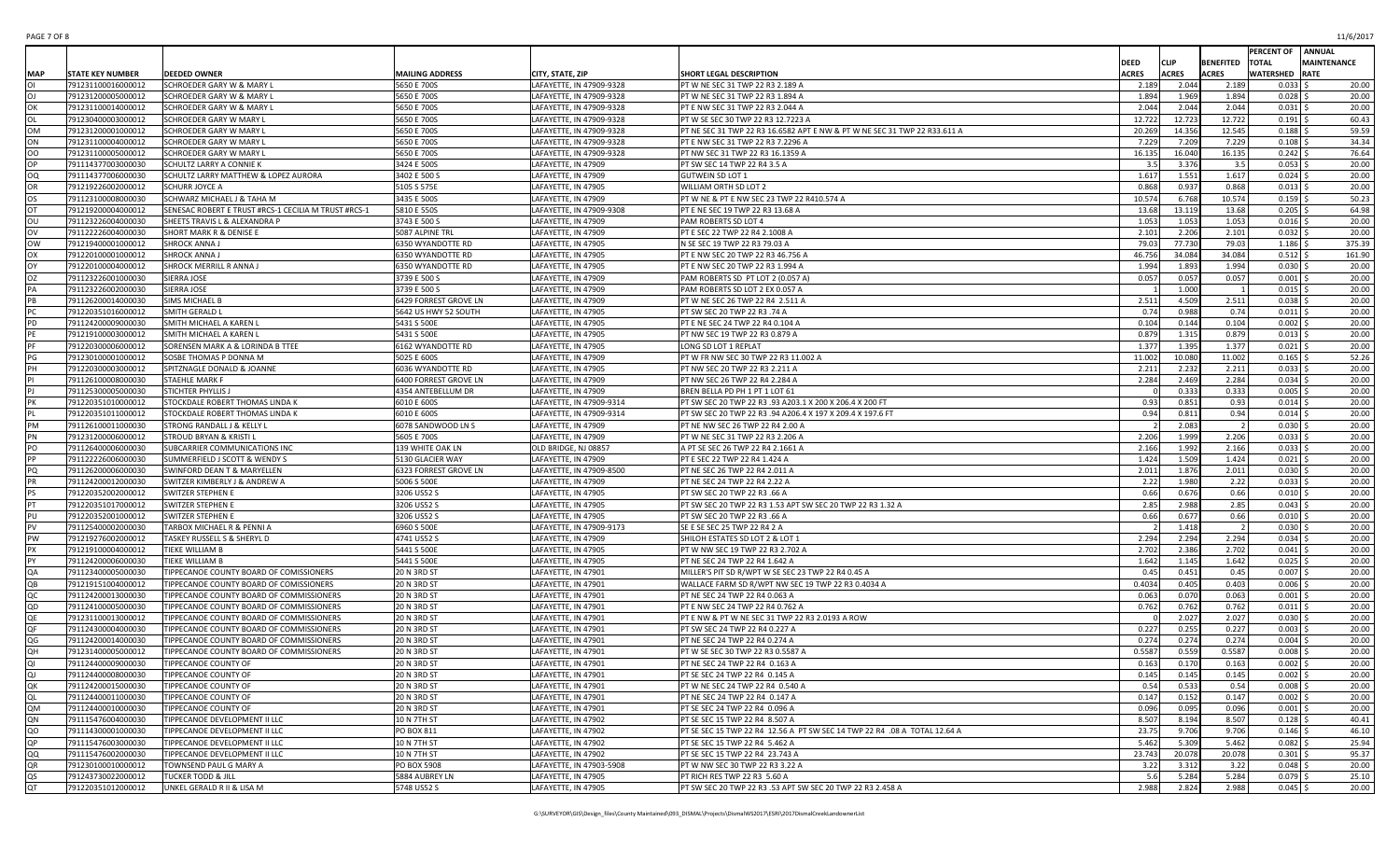| MAP | STATE KEY NUMBER | DEEDED OWNER | MAILING ADDRESS | CITY, STATE, ZIP | SHORT LEGAL DESCRIPTION | DEED ACRES | CLIP ACRES | BENEFITED ACRES | PERCENT OF TOTAL WATERSHED | ANNUAL MAINTENANCE RATE |
|---|---|---|---|---|---|---|---|---|---|---|
| OI | 791231000016000012 | SCHROEDER GARY W & MARY L | 5650 E 700S | LAFAYETTE, IN 47909-9328 | PT W NE SEC 31 TWP 22 R3 2.189 A | 2.189 | 2.044 | 2.189 | 0.033 | $ 20.00 |
| OJ | 791231200005000012 | SCHROEDER GARY W & MARY L | 5650 E 700S | LAFAYETTE, IN 47909-9328 | PT W NE SEC 31 TWP 22 R3 1.894 A | 1.894 | 1.969 | 1.894 | 0.028 | $ 20.00 |
| OK | 791231000014000012 | SCHROEDER GARY W & MARY L | 5650 E 700S | LAFAYETTE, IN 47909-9328 | PT E NW SEC 31 TWP 22 R3 2.044 A | 2.044 | 2.044 | 2.044 | 0.031 | $ 20.00 |
| OL | 791230400003000012 | SCHROEDER GARY W MARY L | 5650 E 700S | LAFAYETTE, IN 47909-9328 | PT W SE SEC 30 TWP 22 R3 12.7223 A | 12.722 | 12.723 | 12.722 | 0.191 | $ 60.43 |
| OM | 791231200001000012 | SCHROEDER GARY W MARY L | 5650 E 700S | LAFAYETTE, IN 47909-9328 | PT NE SEC 31 TWP 22 R3 16.6582 APT E NW & PT W NE SEC 31 TWP 22 R33.611 A | 20.269 | 14.356 | 12.545 | 0.188 | $ 59.59 |
| ON | 791231000004000012 | SCHROEDER GARY W MARY L | 5650 E 700S | LAFAYETTE, IN 47909-9328 | PT E NW SEC 31 TWP 22 R3 7.2296 A | 7.229 | 7.209 | 7.229 | 0.108 | $ 34.34 |
| OO | 791231000005000012 | SCHROEDER GARY W MARY L | 5650 E 700S | LAFAYETTE, IN 47909-9328 | PT NW SEC 31 TWP 22 R3 16.1359 A | 16.135 | 16.040 | 16.135 | 0.242 | $ 76.64 |
| OP | 791114377003000030 | SCHULTZ LARRY A CONNIE K | 3424 E 500S | LAFAYETTE, IN 47909 | PT SW SEC 14 TWP 22 R4 3.5 A | 3.5 | 3.376 | 3.5 | 0.053 | $ 20.00 |
| OQ | 791114377006000030 | SCHULTZ LARRY MATTHEW & LOPEZ AURORA | 3402 E 500 S | LAFAYETTE, IN 47909 | GUTWEIN SD LOT 1 | 1.617 | 1.551 | 1.617 | 0.024 | $ 20.00 |
| OR | 791219226002000012 | SCHURR JOYCE A | 5105 S 575E | LAFAYETTE, IN 47905 | WILLIAM ORTH SD LOT 2 | 0.868 | 0.937 | 0.868 | 0.013 | $ 20.00 |
| OS | 791123100008000030 | SCHWARZ MICHAEL J & TAHA M | 3435 E 500S | LAFAYETTE, IN 47909 | PT W NE & PT E NW SEC 23 TWP 22 R410.574 A | 10.574 | 6.768 | 10.574 | 0.159 | $ 50.23 |
| OT | 791219200004000012 | SENESAC ROBERT E TRUST #RCS-1 CECILIA M TRUST #RCS-1 | 5810 E 550S | LAFAYETTE, IN 47909-9308 | PT E NE SEC 19 TWP 22 R3 13.68 A | 13.68 | 13.119 | 13.68 | 0.205 | $ 64.98 |
| OU | 791123226004000030 | SHEETS TRAVIS L & ALEXANDRA P | 3743 E 500 S | LAFAYETTE, IN 47909 | PAM ROBERTS SD LOT 4 | 1.053 | 1.053 | 1.053 | 0.016 | $ 20.00 |
| OV | 791122226004000030 | SHORT MARK R & DENISE E | 5087 ALPINE TRL | LAFAYETTE, IN 47909 | PT E SEC 22 TWP 22 R4 2.1008 A | 2.101 | 2.206 | 2.101 | 0.032 | $ 20.00 |
| OW | 791219400001000012 | SHROCK ANNA J | 6350 WYANDOTTE RD | LAFAYETTE, IN 47905 | N SE SEC 19 TWP 22 R3 79.03 A | 79.03 | 77.730 | 79.03 | 1.186 | $ 375.39 |
| OX | 791220100001000012 | SHROCK ANNA J | 6350 WYANDOTTE RD | LAFAYETTE, IN 47905 | PT E NW SEC 20 TWP 22 R3 46.756 A | 46.756 | 34.084 | 34.084 | 0.512 | $ 161.90 |
| OY | 791220100004000012 | SHROCK MERRILL R ANNA J | 6350 WYANDOTTE RD | LAFAYETTE, IN 47905 | PT E NW SEC 20 TWP 22 R3 1.994 A | 1.994 | 1.893 | 1.994 | 0.030 | $ 20.00 |
| OZ | 791123226001000030 | SIERRA JOSE | 3739 E 500 S | LAFAYETTE, IN 47909 | PAM ROBERTS SD PT LOT 2 (0.057 A) | 0.057 | 0.057 | 0.057 | 0.001 | $ 20.00 |
| PA | 791123226002000030 | SIERRA JOSE | 3739 E 500 S | LAFAYETTE, IN 47909 | PAM ROBERTS SD LOT 2 EX 0.057 A | 1 | 1.000 | 1 | 0.015 | $ 20.00 |
| PB | 791126200014000030 | SIMS MICHAEL B | 6429 FORREST GROVE LN | LAFAYETTE, IN 47909 | PT W NE SEC 26 TWP 22 R4 2.511 A | 2.511 | 4.509 | 2.511 | 0.038 | $ 20.00 |
| PC | 791220351016000012 | SMITH GERALD L | 5642 US HWY 52 SOUTH | LAFAYETTE, IN 47905 | PT SW SEC 20 TWP 22 R3 .74 A | 0.74 | 0.988 | 0.74 | 0.011 | $ 20.00 |
| PD | 791124200009000030 | SMITH MICHAEL A KAREN L | 5431 S 500E | LAFAYETTE, IN 47905 | PT E NE SEC 24 TWP 22 R4 0.104 A | 0.104 | 0.144 | 0.104 | 0.002 | $ 20.00 |
| PE | 791219100003000012 | SMITH MICHAEL A KAREN L | 5431 S 500E | LAFAYETTE, IN 47905 | PT NW SEC 19 TWP 22 R3 0.879 A | 0.879 | 1.315 | 0.879 | 0.013 | $ 20.00 |
| PF | 791220300006000012 | SORENSEN MARK A & LORINDA B TTEE | 6162 WYANDOTTE RD | LAFAYETTE, IN 47905 | LONG SD LOT 1 REPLAT | 1.377 | 1.395 | 1.377 | 0.021 | $ 20.00 |
| PG | 791230100001000012 | SOSBE THOMAS P DONNA M | 5025 E 600S | LAFAYETTE, IN 47909 | PT W FR NW SEC 30 TWP 22 R3 11.002 A | 11.002 | 10.080 | 11.002 | 0.165 | $ 52.26 |
| PH | 791220300003000012 | SPITZNAGLE DONALD & JOANNE | 6036 WYANDOTTE RD | LAFAYETTE, IN 47905 | PT NW SEC 20 TWP 22 R3 2.211 A | 2.211 | 2.232 | 2.211 | 0.033 | $ 20.00 |
| PI | 791126100008000030 | STAEHLE MARK F | 6400 FORREST GROVE LN | LAFAYETTE, IN 47909 | PT NW SEC 26 TWP 22 R4 2.284 A | 2.284 | 2.469 | 2.284 | 0.034 | $ 20.00 |
| PJ | 791125300005000030 | STICHTER PHYLLIS J | 4354 ANTEBELLUM DR | LAFAYETTE, IN 47909 | BREN BELLA PD PH 1 PT 1 LOT 61 | 0 | 0.333 | 0.333 | 0.005 | $ 20.00 |
| PK | 791220351010000012 | STOCKDALE ROBERT THOMAS LINDA K | 6010 E 600S | LAFAYETTE, IN 47909-9314 | PT SW SEC 20 TWP 22 R3 .93 A203.1 X 200 X 206.4 X 200 FT | 0.93 | 0.851 | 0.93 | 0.014 | $ 20.00 |
| PL | 791220351011000012 | STOCKDALE ROBERT THOMAS LINDA K | 6010 E 600S | LAFAYETTE, IN 47909-9314 | PT SW SEC 20 TWP 22 R3 .94 A206.4 X 197 X 209.4 X 197.6 FT | 0.94 | 0.811 | 0.94 | 0.014 | $ 20.00 |
| PM | 791126100011000030 | STRONG RANDALL J & KELLY L | 6078 SANDWOOD LN S | LAFAYETTE, IN 47909 | PT NE NW SEC 26 TWP 22 R4 2.00 A | 2 | 2.083 | 2 | 0.030 | $ 20.00 |
| PN | 791231200006000012 | STROUD BRYAN & KRISTI L | 5605 E 700S | LAFAYETTE, IN 47909 | PT W NE SEC 31 TWP 22 R3 2.206 A | 2.206 | 1.999 | 2.206 | 0.033 | $ 20.00 |
| PO | 791126400006000030 | SUBCARRIER COMMUNICATIONS INC | 139 WHITE OAK LN | OLD BRIDGE, NJ 08857 | A PT SE SEC 26 TWP 22 R4 2.1661 A | 2.166 | 1.992 | 2.166 | 0.033 | $ 20.00 |
| PP | 791122226006000030 | SUMMERFIELD J SCOTT & WENDY S | 5130 GLACIER WAY | LAFAYETTE, IN 47909 | PT E SEC 22 TWP 22 R4 1.424 A | 1.424 | 1.509 | 1.424 | 0.021 | $ 20.00 |
| PQ | 791126200006000030 | SWINFORD DEAN T & MARYELLEN | 6323 FORREST GROVE LN | LAFAYETTE, IN 47909-8500 | PT NE SEC 26 TWP 22 R4 2.011 A | 2.011 | 1.876 | 2.011 | 0.030 | $ 20.00 |
| PR | 791124200012000030 | SWITZER KIMBERLY J & ANDREW A | 5006 S 500E | LAFAYETTE, IN 47909 | PT NE SEC 24 TWP 22 R4 2.22 A | 2.22 | 1.980 | 2.22 | 0.033 | $ 20.00 |
| PS | 791220352002000012 | SWITZER STEPHEN E | 3206 US52 S | LAFAYETTE, IN 47905 | PT SW SEC 20 TWP 22 R3 .66 A | 0.66 | 0.676 | 0.66 | 0.010 | $ 20.00 |
| PT | 791220351017000012 | SWITZER STEPHEN E | 3206 US52 S | LAFAYETTE, IN 47905 | PT SW SEC 20 TWP 22 R3 1.53 APT SW SEC 20 TWP 22 R3 1.32 A | 2.85 | 2.988 | 2.85 | 0.043 | $ 20.00 |
| PU | 791220352001000012 | SWITZER STEPHEN E | 3206 US52 S | LAFAYETTE, IN 47905 | PT SW SEC 20 TWP 22 R3 .66 A | 0.66 | 0.677 | 0.66 | 0.010 | $ 20.00 |
| PV | 791125400002000030 | TARBOX MICHAEL R & PENNI A | 6960 S 500E | LAFAYETTE, IN 47909-9173 | SE E SE SEC 25 TWP 22 R4 2 A | 2 | 1.418 | 2 | 0.030 | $ 20.00 |
| PW | 791219276002000012 | TASKEY RUSSELL S & SHERYL D | 4741 US52 S | LAFAYETTE, IN 47909 | SHILOH ESTATES SD LOT 2 & LOT 1 | 2.294 | 2.294 | 2.294 | 0.034 | $ 20.00 |
| PX | 791219100004000012 | TIEKE WILLIAM B | 5441 S 500E | LAFAYETTE, IN 47905 | PT W NW SEC 19 TWP 22 R3 2.702 A | 2.702 | 2.386 | 2.702 | 0.041 | $ 20.00 |
| PY | 791124200006000030 | TIEKE WILLIAM B | 5441 S 500E | LAFAYETTE, IN 47905 | PT NE SEC 24 TWP 22 R4 1.642 A | 1.642 | 1.145 | 1.642 | 0.025 | $ 20.00 |
| QA | 791123400005000030 | TIPPECANOE COUNTY BOARD OF COMISSIONERS | 20 N 3RD ST | LAFAYETTE, IN 47901 | MILLER'S PIT SD R/WPT W SE SEC 23 TWP 22 R4 0.45 A | 0.45 | 0.451 | 0.45 | 0.007 | $ 20.00 |
| QB | 791219151004000012 | TIPPECANOE COUNTY BOARD OF COMISSIONERS | 20 N 3RD ST | LAFAYETTE, IN 47901 | WALLACE FARM SD R/WPT NW SEC 19 TWP 22 R3 0.4034 A | 0.4034 | 0.405 | 0.403 | 0.006 | $ 20.00 |
| QC | 791124200013000030 | TIPPECANOE COUNTY BOARD OF COMMISSIONERS | 20 N 3RD ST | LAFAYETTE, IN 47901 | PT NE SEC 24 TWP 22 R4 0.063 A | 0.063 | 0.070 | 0.063 | 0.001 | $ 20.00 |
| QD | 791124100005000030 | TIPPECANOE COUNTY BOARD OF COMMISSIONERS | 20 N 3RD ST | LAFAYETTE, IN 47901 | PT E NW SEC 24 TWP 22 R4 0.762 A | 0.762 | 0.762 | 0.762 | 0.011 | $ 20.00 |
| QE | 791231100013000012 | TIPPECANOE COUNTY BOARD OF COMMISSIONERS | 20 N 3RD ST | LAFAYETTE, IN 47901 | PT E NW & PT W NE SEC 31 TWP 22 R3 2.0193 A ROW | 0 | 2.027 | 2.027 | 0.030 | $ 20.00 |
| QF | 791124300004000030 | TIPPECANOE COUNTY BOARD OF COMMISSIONERS | 20 N 3RD ST | LAFAYETTE, IN 47901 | PT SW SEC 24 TWP 22 R4 0.227 A | 0.227 | 0.255 | 0.227 | 0.003 | $ 20.00 |
| QG | 791124200014000030 | TIPPECANOE COUNTY BOARD OF COMMISSIONERS | 20 N 3RD ST | LAFAYETTE, IN 47901 | PT NE SEC 24 TWP 22 R4 0.274 A | 0.274 | 0.274 | 0.274 | 0.004 | $ 20.00 |
| QH | 791231400005000012 | TIPPECANOE COUNTY BOARD OF COMMISSIONERS | 20 N 3RD ST | LAFAYETTE, IN 47901 | PT W SE SEC 30 TWP 22 R3 0.5587 A | 0.5587 | 0.559 | 0.5587 | 0.008 | $ 20.00 |
| QI | 791124400009000030 | TIPPECANOE COUNTY OF | 20 N 3RD ST | LAFAYETTE, IN 47901 | PT NE SEC 24 TWP 22 R4 0.163 A | 0.163 | 0.170 | 0.163 | 0.002 | $ 20.00 |
| QJ | 791124400008000030 | TIPPECANOE COUNTY OF | 20 N 3RD ST | LAFAYETTE, IN 47901 | PT SE SEC 24 TWP 22 R4 0.145 A | 0.145 | 0.145 | 0.145 | 0.002 | $ 20.00 |
| QK | 791124200015000030 | TIPPECANOE COUNTY OF | 20 N 3RD ST | LAFAYETTE, IN 47901 | PT W NE SEC 24 TWP 22 R4 0.540 A | 0.54 | 0.533 | 0.54 | 0.008 | $ 20.00 |
| QL | 791124400011000030 | TIPPECANOE COUNTY OF | 20 N 3RD ST | LAFAYETTE, IN 47901 | PT NE SEC 24 TWP 22 R4 0.147 A | 0.147 | 0.152 | 0.147 | 0.002 | $ 20.00 |
| QM | 791124400010000030 | TIPPECANOE COUNTY OF | 20 N 3RD ST | LAFAYETTE, IN 47901 | PT SE SEC 24 TWP 22 R4 0.096 A | 0.096 | 0.095 | 0.096 | 0.001 | $ 20.00 |
| QN | 791115476004000030 | TIPPECANOE DEVELOPMENT II LLC | 10 N 7TH ST | LAFAYETTE, IN 47902 | PT SE SEC 15 TWP 22 R4 8.507 A | 8.507 | 8.194 | 8.507 | 0.128 | $ 40.41 |
| QO | 791114300001000030 | TIPPECANOE DEVELOPMENT II LLC | PO BOX 811 | LAFAYETTE, IN 47902 | PT SE SEC 15 TWP 22 R4 12.56 A PT SW SEC 14 TWP 22 R4 .08 A TOTAL 12.64 A | 23.75 | 9.706 | 9.706 | 0.146 | $ 46.10 |
| QP | 791115476003000030 | TIPPECANOE DEVELOPMENT II LLC | 10 N 7TH ST | LAFAYETTE, IN 47902 | PT SE SEC 15 TWP 22 R4 5.462 A | 5.462 | 5.309 | 5.462 | 0.082 | $ 25.94 |
| QQ | 791115476002000030 | TIPPECANOE DEVELOPMENT II LLC | 10 N 7TH ST | LAFAYETTE, IN 47902 | PT SE SEC 15 TWP 22 R4 23.743 A | 23.743 | 20.078 | 20.078 | 0.301 | $ 95.37 |
| QR | 791230100010000012 | TOWNSEND PAUL G MARY A | PO BOX 5908 | LAFAYETTE, IN 47903-5908 | PT W NW SEC 30 TWP 22 R3 3.22 A | 3.22 | 3.312 | 3.22 | 0.048 | $ 20.00 |
| QS | 791243730022000012 | TUCKER TODD & JILL | 5884 AUBREY LN | LAFAYETTE, IN 47905 | PT RICH RES TWP 22 R3 5.60 A | 5.6 | 5.284 | 5.284 | 0.079 | $ 25.10 |
| QT | 791220351012000012 | UNKEL GERALD R II & LISA M | 5748 US52 S | LAFAYETTE, IN 47905 | PT SW SEC 20 TWP 22 R3 .53 APT SW SEC 20 TWP 22 R3 2.458 A | 2.988 | 2.824 | 2.988 | 0.045 | $ 20.00 |

G:\SURVEYOR\GIS\Design_files\County Maintained\093_DISMAL\Projects\DismalWS2017\ESRI\2017DismalCreekLandownerList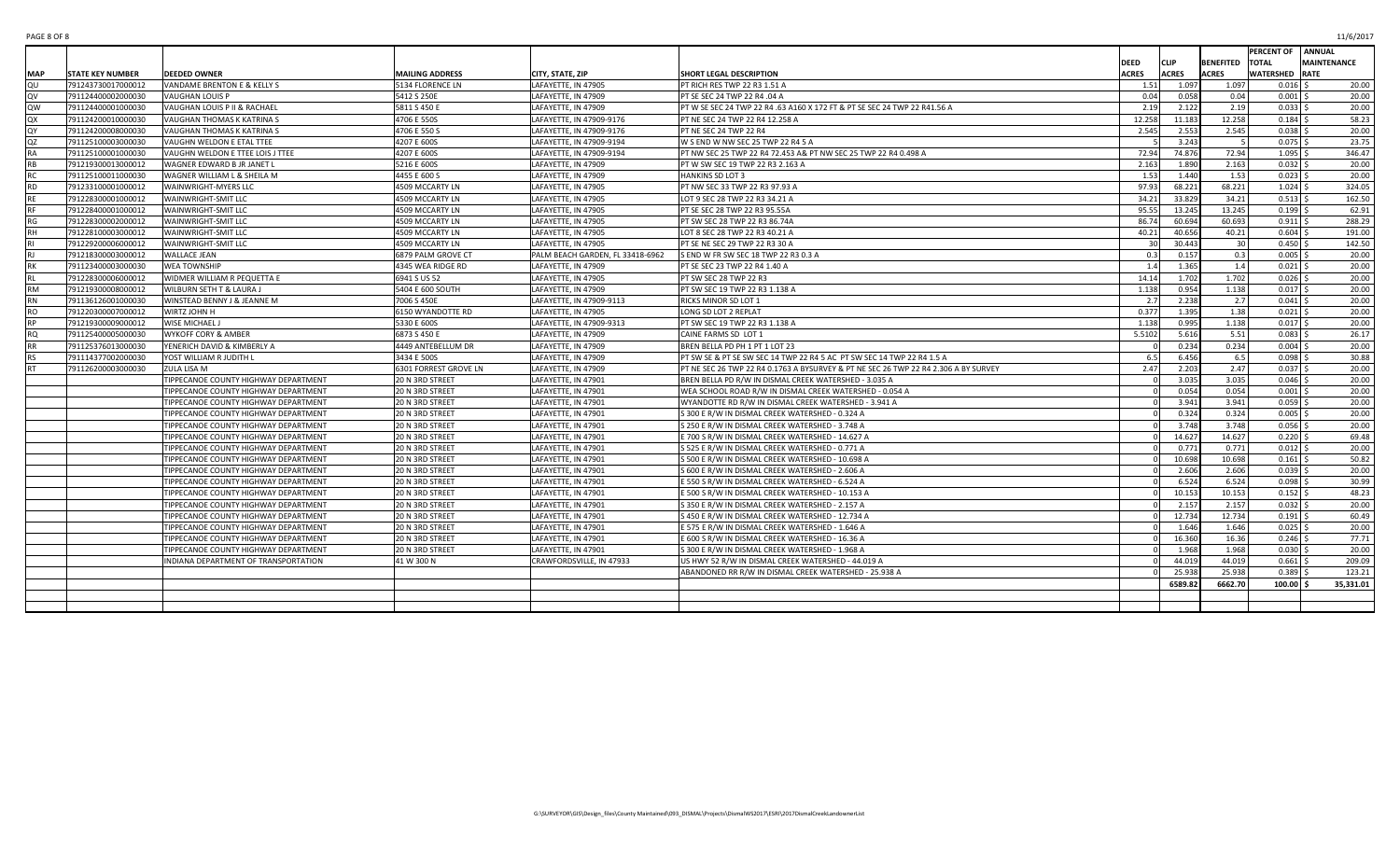| MAP | STATE KEY NUMBER | DEEDED OWNER | MAILING ADDRESS | CITY, STATE, ZIP | SHORT LEGAL DESCRIPTION | DEED ACRES | CLIP ACRES | BENEFITED ACRES | PERCENT OF TOTAL WATERSHED | ANNUAL MAINTENANCE RATE |
|---|---|---|---|---|---|---|---|---|---|---|
| QU | 791243730017000012 | VANDAME BRENTON E & KELLY S | 5134 FLORENCE LN | LAFAYETTE, IN 47905 | PT RICH RES TWP 22 R3 1.51 A | 1.51 | 1.097 | 1.097 | 0.016 | $ 20.00 |
| QV | 791124400002000030 | VAUGHAN LOUIS P | 5412 S 250E | LAFAYETTE, IN 47909 | PT SE SEC 24 TWP 22 R4 .04 A | 0.04 | 0.058 | 0.04 | 0.001 | $ 20.00 |
| QW | 791124400001000030 | VAUGHAN LOUIS P II & RACHAEL | 5811 S 450 E | LAFAYETTE, IN 47909 | PT W SE SEC 24 TWP 22 R4 .63 A160 X 172 FT & PT SE SEC 24 TWP 22 R41.56 A | 2.19 | 2.122 | 2.19 | 0.033 | $ 20.00 |
| QX | 791124200010000030 | VAUGHAN THOMAS K KATRINA S | 4706 E 550S | LAFAYETTE, IN 47909-9176 | PT NE SEC 24 TWP 22 R4 12.258 A | 12.258 | 11.183 | 12.258 | 0.184 | $ 58.23 |
| QY | 791124200008000030 | VAUGHAN THOMAS K KATRINA S | 4706 E 550 S | LAFAYETTE, IN 47909-9176 | PT NE SEC 24 TWP 22 R4 | 2.545 | 2.553 | 2.545 | 0.038 | $ 20.00 |
| QZ | 791125100003000030 | VAUGHN WELDON E ETAL TTEE | 4207 E 600S | LAFAYETTE, IN 47909-9194 | W S END W NW SEC 25 TWP 22 R4 5 A | 5 | 3.243 | 5 | 0.075 | $ 23.75 |
| RA | 791125100001000030 | VAUGHN WELDON E TTEE LOIS J TTEE | 4207 E 600S | LAFAYETTE, IN 47909-9194 | PT NW SEC 25 TWP 22 R4 72.453 A& PT NW SEC 25 TWP 22 R4 0.498 A | 72.94 | 74.876 | 72.94 | 1.095 | $ 346.47 |
| RB | 791219300013000012 | WAGNER EDWARD B JR JANET L | 5216 E 600S | LAFAYETTE, IN 47909 | PT W SW SEC 19 TWP 22 R3 2.163 A | 2.163 | 1.890 | 2.163 | 0.032 | $ 20.00 |
| RC | 791125100011000030 | WAGNER WILLIAM L & SHEILA M | 4455 E 600 S | LAFAYETTE, IN 47909 | HANKINS SD LOT 3 | 1.53 | 1.440 | 1.53 | 0.023 | $ 20.00 |
| RD | 791233100001000012 | WAINWRIGHT-MYERS LLC | 4509 MCCARTY LN | LAFAYETTE, IN 47905 | PT NW SEC 33 TWP 22 R3 97.93 A | 97.93 | 68.221 | 68.221 | 1.024 | $ 324.05 |
| RE | 791228300001000012 | WAINWRIGHT-SMIT LLC | 4509 MCCARTY LN | LAFAYETTE, IN 47905 | LOT 9 SEC 28 TWP 22 R3 34.21 A | 34.21 | 33.829 | 34.21 | 0.513 | $ 162.50 |
| RF | 791228400001000012 | WAINWRIGHT-SMIT LLC | 4509 MCCARTY LN | LAFAYETTE, IN 47905 | PT SE SEC 28 TWP 22 R3 95.55A | 95.55 | 13.245 | 13.245 | 0.199 | $ 62.91 |
| RG | 791228300002000012 | WAINWRIGHT-SMIT LLC | 4509 MCCARTY LN | LAFAYETTE, IN 47905 | PT SW SEC 28 TWP 22 R3 86.74A | 86.74 | 60.694 | 60.693 | 0.911 | $ 288.29 |
| RH | 791228100003000012 | WAINWRIGHT-SMIT LLC | 4509 MCCARTY LN | LAFAYETTE, IN 47905 | LOT 8 SEC 28 TWP 22 R3 40.21 A | 40.21 | 40.656 | 40.21 | 0.604 | $ 191.00 |
| RI | 791229200006000012 | WAINWRIGHT-SMIT LLC | 4509 MCCARTY LN | LAFAYETTE, IN 47905 | PT SE NE SEC 29 TWP 22 R3 30 A | 30 | 30.443 | 30 | 0.450 | $ 142.50 |
| RJ | 791218300003000012 | WALLACE JEAN | 6879 PALM GROVE CT | PALM BEACH GARDEN, FL 33418-6962 | S END W FR SW SEC 18 TWP 22 R3 0.3 A | 0.3 | 0.157 | 0.3 | 0.005 | $ 20.00 |
| RK | 791123400003000030 | WEA TOWNSHIP | 4345 WEA RIDGE RD | LAFAYETTE, IN 47909 | PT SE SEC 23 TWP 22 R4 1.40 A | 1.4 | 1.365 | 1.4 | 0.021 | $ 20.00 |
| RL | 791228300006000012 | WIDMER WILLIAM R PEQUETTA E | 6941 S US 52 | LAFAYETTE, IN 47905 | PT SW SEC 28 TWP 22 R3 | 14.14 | 1.702 | 1.702 | 0.026 | $ 20.00 |
| RM | 791219300008000012 | WILBURN SETH T & LAURA J | 5404 E 600 SOUTH | LAFAYETTE, IN 47909 | PT SW SEC 19 TWP 22 R3 1.138 A | 1.138 | 0.954 | 1.138 | 0.017 | $ 20.00 |
| RN | 791136126001000030 | WINSTEAD BENNY J & JEANNE M | 7006 S 450E | LAFAYETTE, IN 47909-9113 | RICKS MINOR SD LOT 1 | 2.7 | 2.238 | 2.7 | 0.041 | $ 20.00 |
| RO | 791220300007000012 | WIRTZ JOHN H | 6150 WYANDOTTE RD | LAFAYETTE, IN 47905 | LONG SD LOT 2 REPLAT | 0.377 | 1.395 | 1.38 | 0.021 | $ 20.00 |
| RP | 791219300009000012 | WISE MICHAEL J | 5330 E 600S | LAFAYETTE, IN 47909-9313 | PT SW SEC 19 TWP 22 R3 1.138 A | 1.138 | 0.995 | 1.138 | 0.017 | $ 20.00 |
| RQ | 791125400005000030 | WYKOFF CORY & AMBER | 6873 S 450 E | LAFAYETTE, IN 47909 | CAINE FARMS SD LOT 1 | 5.5102 | 5.616 | 5.51 | 0.083 | $ 26.17 |
| RR | 791125376013000030 | YENERICH DAVID & KIMBERLY A | 4449 ANTEBELLUM DR | LAFAYETTE, IN 47909 | BREN BELLA PD PH 1 PT 1 LOT 23 | 0 | 0.234 | 0.234 | 0.004 | $ 20.00 |
| RS | 791114377002000030 | YOST WILLIAM R JUDITH L | 3434 E 500S | LAFAYETTE, IN 47909 | PT SW SE & PT SE SW SEC 14 TWP 22 R4 5 AC PT SW SEC 14 TWP 22 R4 1.5 A | 6.5 | 6.456 | 6.5 | 0.098 | $ 30.88 |
| RT | 791126200003000030 | ZULA LISA M | 6301 FORREST GROVE LN | LAFAYETTE, IN 47909 | PT NE SEC 26 TWP 22 R4 0.1763 A BYSURVEY & PT NE SEC 26 TWP 22 R4 2.306 A BY SURVEY | 2.47 | 2.203 | 2.47 | 0.037 | $ 20.00 |
| | | TIPPECANOE COUNTY HIGHWAY DEPARTMENT | 20 N 3RD STREET | LAFAYETTE, IN 47901 | BREN BELLA PD R/W IN DISMAL CREEK WATERSHED - 3.035 A | 0 | 3.035 | 3.035 | 0.046 | $ 20.00 |
| | | TIPPECANOE COUNTY HIGHWAY DEPARTMENT | 20 N 3RD STREET | LAFAYETTE, IN 47901 | WEA SCHOOL ROAD R/W IN DISMAL CREEK WATERSHED - 0.054 A | 0 | 0.054 | 0.054 | 0.001 | $ 20.00 |
| | | TIPPECANOE COUNTY HIGHWAY DEPARTMENT | 20 N 3RD STREET | LAFAYETTE, IN 47901 | WYANDOTTE RD R/W IN DISMAL CREEK WATERSHED - 3.941 A | 0 | 3.941 | 3.941 | 0.059 | $ 20.00 |
| | | TIPPECANOE COUNTY HIGHWAY DEPARTMENT | 20 N 3RD STREET | LAFAYETTE, IN 47901 | S 300 E R/W IN DISMAL CREEK WATERSHED - 0.324 A | 0 | 0.324 | 0.324 | 0.005 | $ 20.00 |
| | | TIPPECANOE COUNTY HIGHWAY DEPARTMENT | 20 N 3RD STREET | LAFAYETTE, IN 47901 | S 250 E R/W IN DISMAL CREEK WATERSHED - 3.748 A | 0 | 3.748 | 3.748 | 0.056 | $ 20.00 |
| | | TIPPECANOE COUNTY HIGHWAY DEPARTMENT | 20 N 3RD STREET | LAFAYETTE, IN 47901 | E 700 S R/W IN DISMAL CREEK WATERSHED - 14.627 A | 0 | 14.627 | 14.627 | 0.220 | $ 69.48 |
| | | TIPPECANOE COUNTY HIGHWAY DEPARTMENT | 20 N 3RD STREET | LAFAYETTE, IN 47901 | S 525 E R/W IN DISMAL CREEK WATERSHED - 0.771 A | 0 | 0.771 | 0.771 | 0.012 | $ 20.00 |
| | | TIPPECANOE COUNTY HIGHWAY DEPARTMENT | 20 N 3RD STREET | LAFAYETTE, IN 47901 | S 500 E R/W IN DISMAL CREEK WATERSHED - 10.698 A | 0 | 10.698 | 10.698 | 0.161 | $ 50.82 |
| | | TIPPECANOE COUNTY HIGHWAY DEPARTMENT | 20 N 3RD STREET | LAFAYETTE, IN 47901 | S 600 E R/W IN DISMAL CREEK WATERSHED - 2.606 A | 0 | 2.606 | 2.606 | 0.039 | $ 20.00 |
| | | TIPPECANOE COUNTY HIGHWAY DEPARTMENT | 20 N 3RD STREET | LAFAYETTE, IN 47901 | E 550 S R/W IN DISMAL CREEK WATERSHED - 6.524 A | 0 | 6.524 | 6.524 | 0.098 | $ 30.99 |
| | | TIPPECANOE COUNTY HIGHWAY DEPARTMENT | 20 N 3RD STREET | LAFAYETTE, IN 47901 | E 500 S R/W IN DISMAL CREEK WATERSHED - 10.153 A | 0 | 10.153 | 10.153 | 0.152 | $ 48.23 |
| | | TIPPECANOE COUNTY HIGHWAY DEPARTMENT | 20 N 3RD STREET | LAFAYETTE, IN 47901 | S 350 E R/W IN DISMAL CREEK WATERSHED - 2.157 A | 0 | 2.157 | 2.157 | 0.032 | $ 20.00 |
| | | TIPPECANOE COUNTY HIGHWAY DEPARTMENT | 20 N 3RD STREET | LAFAYETTE, IN 47901 | S 450 E R/W IN DISMAL CREEK WATERSHED - 12.734 A | 0 | 12.734 | 12.734 | 0.191 | $ 60.49 |
| | | TIPPECANOE COUNTY HIGHWAY DEPARTMENT | 20 N 3RD STREET | LAFAYETTE, IN 47901 | E 575 E R/W IN DISMAL CREEK WATERSHED - 1.646 A | 0 | 1.646 | 1.646 | 0.025 | $ 20.00 |
| | | TIPPECANOE COUNTY HIGHWAY DEPARTMENT | 20 N 3RD STREET | LAFAYETTE, IN 47901 | E 600 S R/W IN DISMAL CREEK WATERSHED - 16.36 A | 0 | 16.360 | 16.36 | 0.246 | $ 77.71 |
| | | TIPPECANOE COUNTY HIGHWAY DEPARTMENT | 20 N 3RD STREET | LAFAYETTE, IN 47901 | S 300 E R/W IN DISMAL CREEK WATERSHED - 1.968 A | 0 | 1.968 | 1.968 | 0.030 | $ 20.00 |
| | | INDIANA DEPARTMENT OF TRANSPORTATION | 41 W 300 N | CRAWFORDSVILLE, IN 47933 | US HWY 52 R/W IN DISMAL CREEK WATERSHED - 44.019 A | 0 | 44.019 | 44.019 | 0.661 | $ 209.09 |
| | | | | | ABANDONED RR R/W IN DISMAL CREEK WATERSHED - 25.938 A | 0 | 25.938 | 25.938 | 0.389 | $ 123.21 |
| | | | | | | | 6589.82 | 6662.70 | 100.00 | $ 35,331.01 |

G:\SURVEYOR\GIS\Design_files\County Maintained\093_DISMAL\Projects\DismalWS2017\ESRI\2017DismalCreekLandownerList